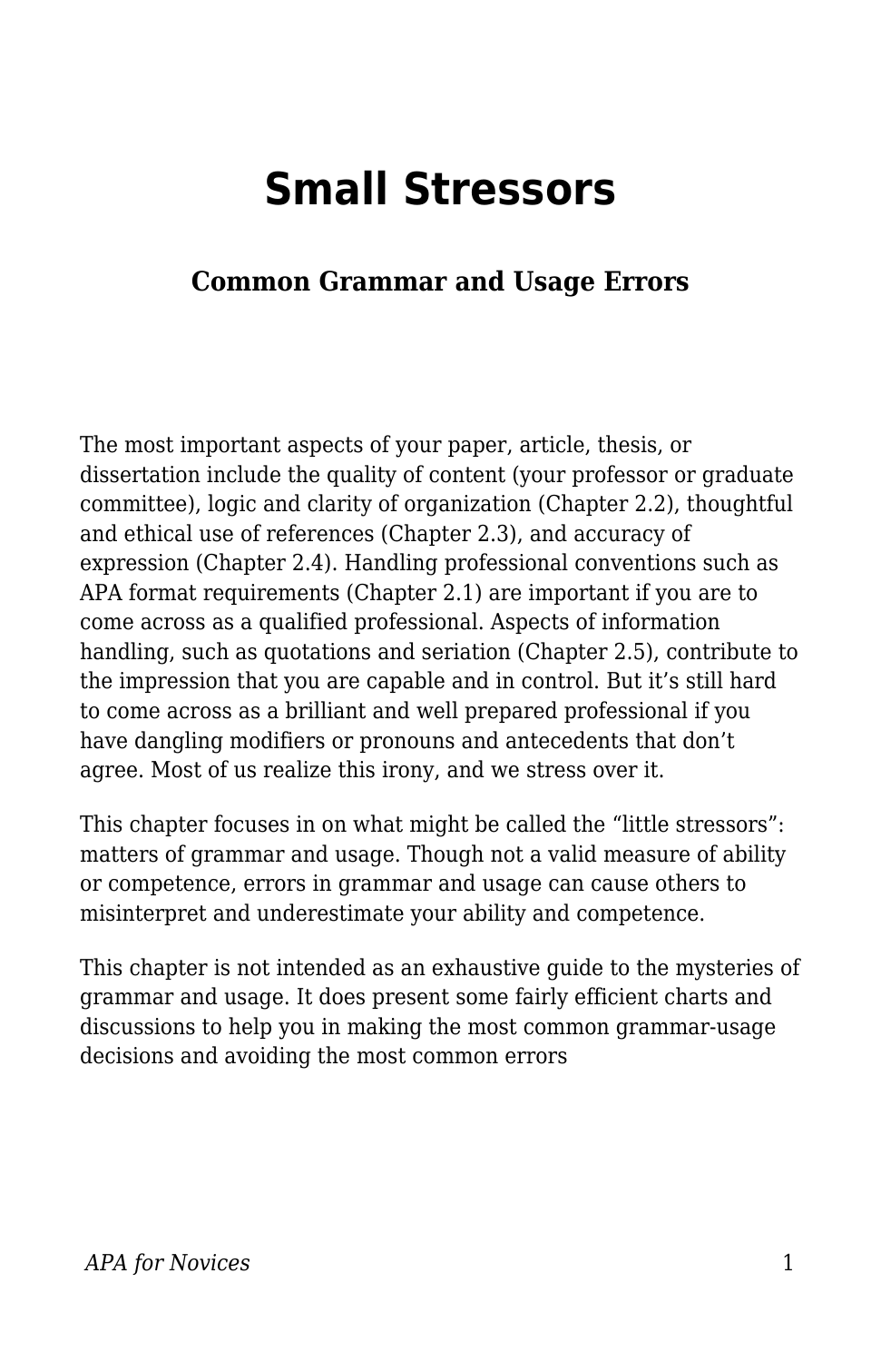# Small Stressors

## Common Grammar and Usage Errors

The most important aspects of your paper, article, thesis, or dissertation include the quality of content (your professor or graduate committee), logic and clarity of organization (Chapter 2.2), thoughtful and ethical use of references (Chapter 2.3), and accuracy of expression (Chapter 2.4). Handling professional conventions such as APA format requirements (Chapter 2.1) are important if you are to come across as a qualified professional. Aspects of information handling, such as quotations and seriation (Chapter 2.5), contribute to the impression that you are capable and in control. But it's still hard to come across as a brilliant and well prepared professional if you have dangling modifiers or pronouns and antecedents that don't agree. Most of us realize this irony, and we stress over it.

This chapter focuses in on what might be called the "little stressors": matters of grammar and usage. Though not a valid measure of ability or competence, errors in grammar and usage can cause others to misinterpret and underestimate your ability and competence.

This chapter is not intended as an exhaustive guide to the mysteries of grammar and usage. It does present some fairly efficient charts and discussions to help you in making the most common grammar-usage decisions and avoiding the most common errors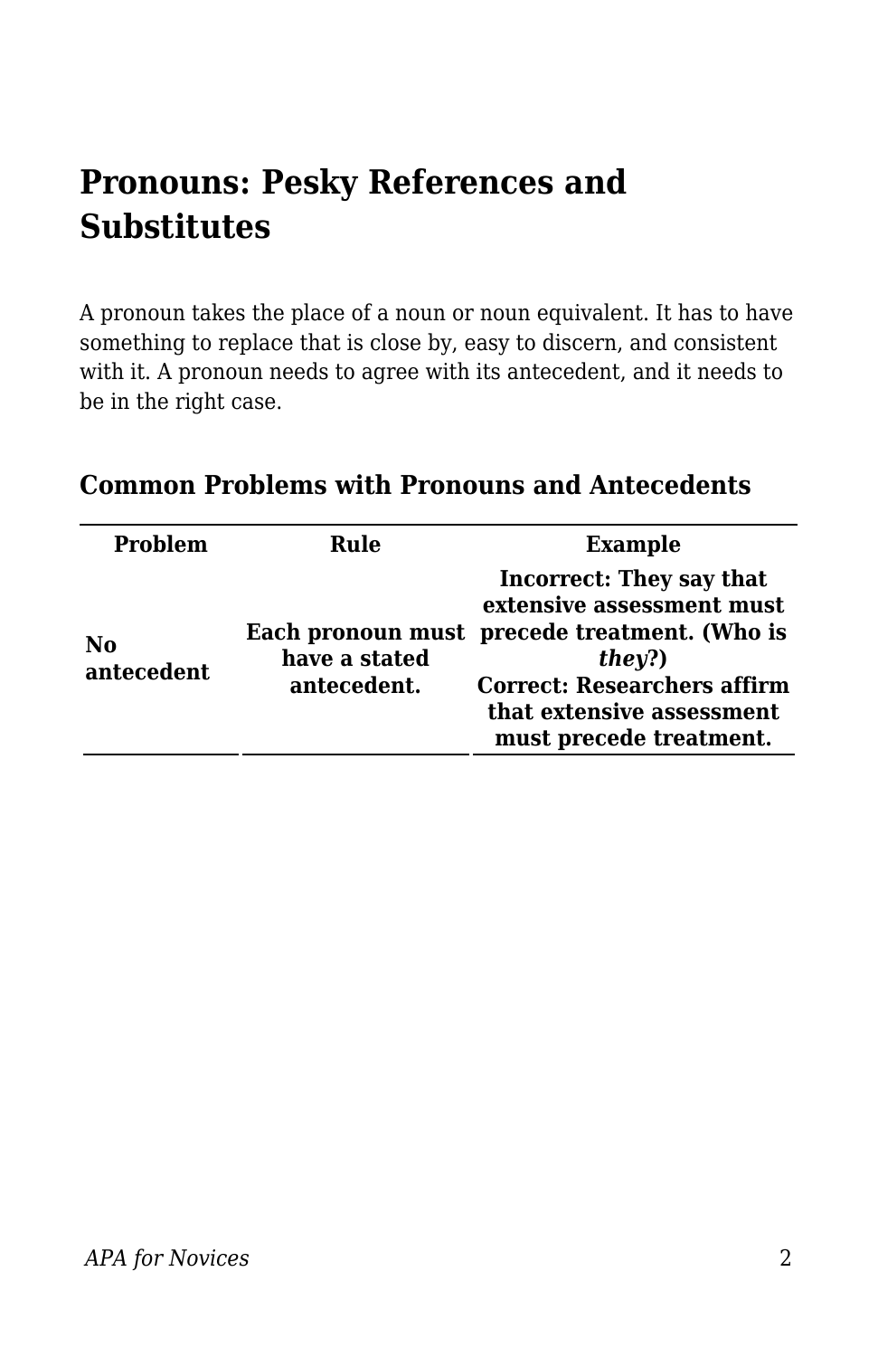## Pronouns: Pesky References and Substitutes

A pronoun takes the place of a noun or noun equivalent. It has to have something to replace that is close by, easy to discern, and consistent with it. A pronoun needs to agree with its antecedent, and it needs to be in the right case.

### Common Problems with Pronouns and Antecedents

| Problem | Rule | Example |
|---|---|---|
| **No antecedent** | **Each pronoun must have a stated antecedent.** | **Incorrect: They say that extensive assessment must precede treatment. (Who is *they*?)** **Correct: Researchers affirm that extensive assessment must precede treatment.** |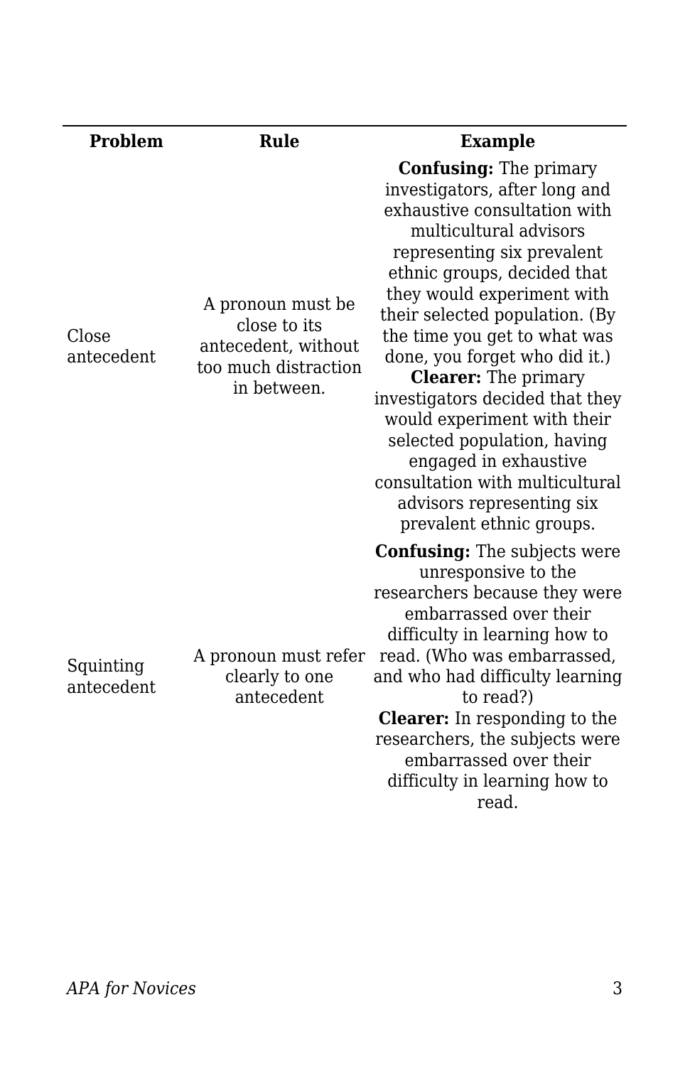| Problem | Rule | Example |
|---|---|---|
| Close antecedent | A pronoun must be close to its antecedent, without too much distraction in between. | **Confusing:** The primary investigators, after long and exhaustive consultation with multicultural advisors representing six prevalent ethnic groups, decided that they would experiment with their selected population. (By the time you get to what was done, you forget who did it.) **Clearer:** The primary investigators decided that they would experiment with their selected population, having engaged in exhaustive consultation with multicultural advisors representing six prevalent ethnic groups. |
| Squinting antecedent | A pronoun must refer clearly to one antecedent | **Confusing:** The subjects were unresponsive to the researchers because they were embarrassed over their difficulty in learning how to read. (Who was embarrassed, and who had difficulty learning to read?) **Clearer:** In responding to the researchers, the subjects were embarrassed over their difficulty in learning how to read. |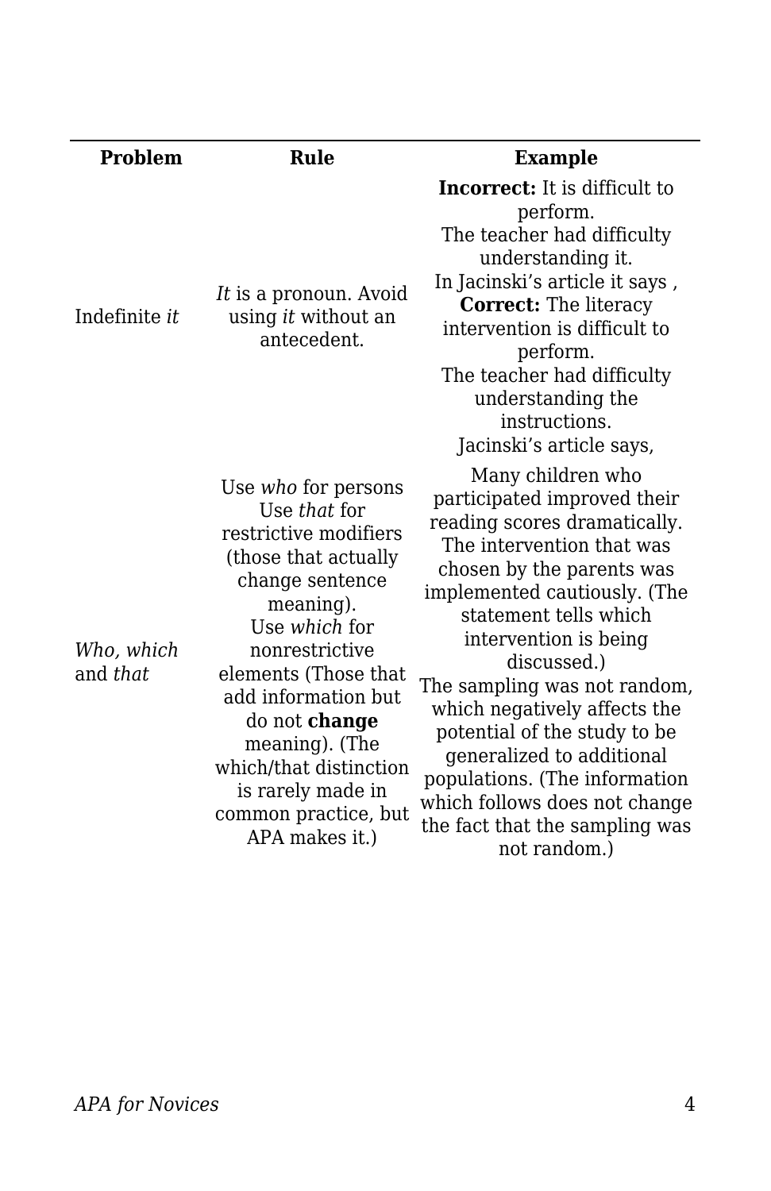| Problem | Rule | Example |
|---|---|---|
| Indefinite *it* | *It* is a pronoun. Avoid using *it* without an antecedent. | **Incorrect:** It is difficult to perform.<br>The teacher had difficulty understanding it.<br>In Jacinski's article it says ,<br>**Correct:** The literacy intervention is difficult to perform.<br>The teacher had difficulty understanding the instructions.<br>Jacinski's article says, |
| *Who, which* and *that* | Use *who* for persons<br>Use *that* for restrictive modifiers (those that actually change sentence meaning).<br>Use *which* for nonrestrictive elements (Those that add information but do not **change** meaning). (The which/that distinction is rarely made in common practice, but APA makes it.) | Many children who participated improved their reading scores dramatically.<br>The intervention that was chosen by the parents was implemented cautiously. (The statement tells which intervention is being discussed.)<br>The sampling was not random, which negatively affects the potential of the study to be generalized to additional populations. (The information which follows does not change the fact that the sampling was not random.) |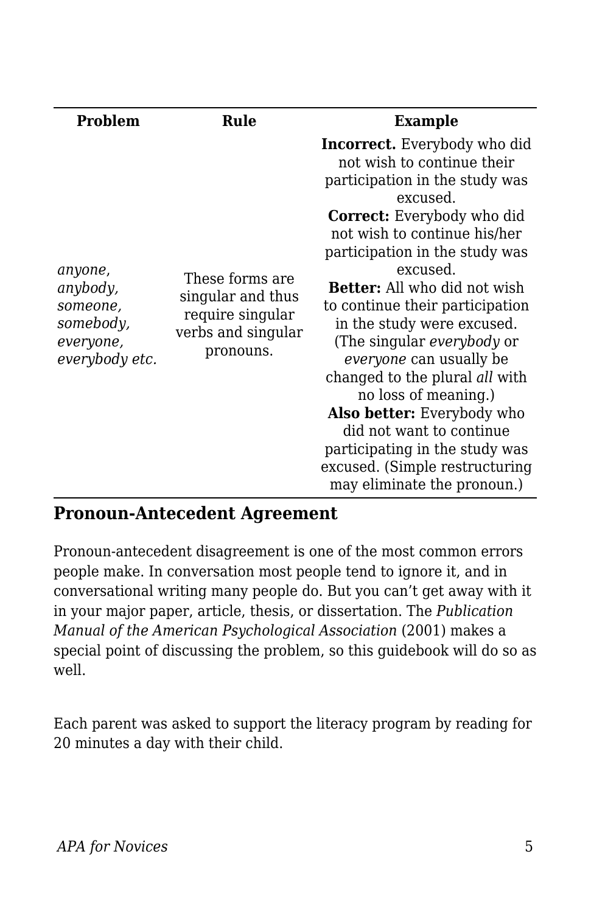| Problem | Rule | Example |
| --- | --- | --- |
| *anyone*, *anybody, someone, somebody, everyone, everybody etc.* | These forms are singular and thus require singular verbs and singular pronouns. | **Incorrect.** Everybody who did not wish to continue their participation in the study was excused. **Correct:** Everybody who did not wish to continue his/her participation in the study was excused. **Better:** All who did not wish to continue their participation in the study were excused. (The singular *everybody* or *everyone* can usually be changed to the plural *all* with no loss of meaning.) **Also better:** Everybody who did not want to continue participating in the study was excused. (Simple restructuring may eliminate the pronoun.) |

## Pronoun-Antecedent Agreement

Pronoun-antecedent disagreement is one of the most common errors people make. In conversation most people tend to ignore it, and in conversational writing many people do. But you can't get away with it in your major paper, article, thesis, or dissertation. The *Publication Manual of the American Psychological Association* (2001) makes a special point of discussing the problem, so this guidebook will do so as well.

Each parent was asked to support the literacy program by reading for 20 minutes a day with their child.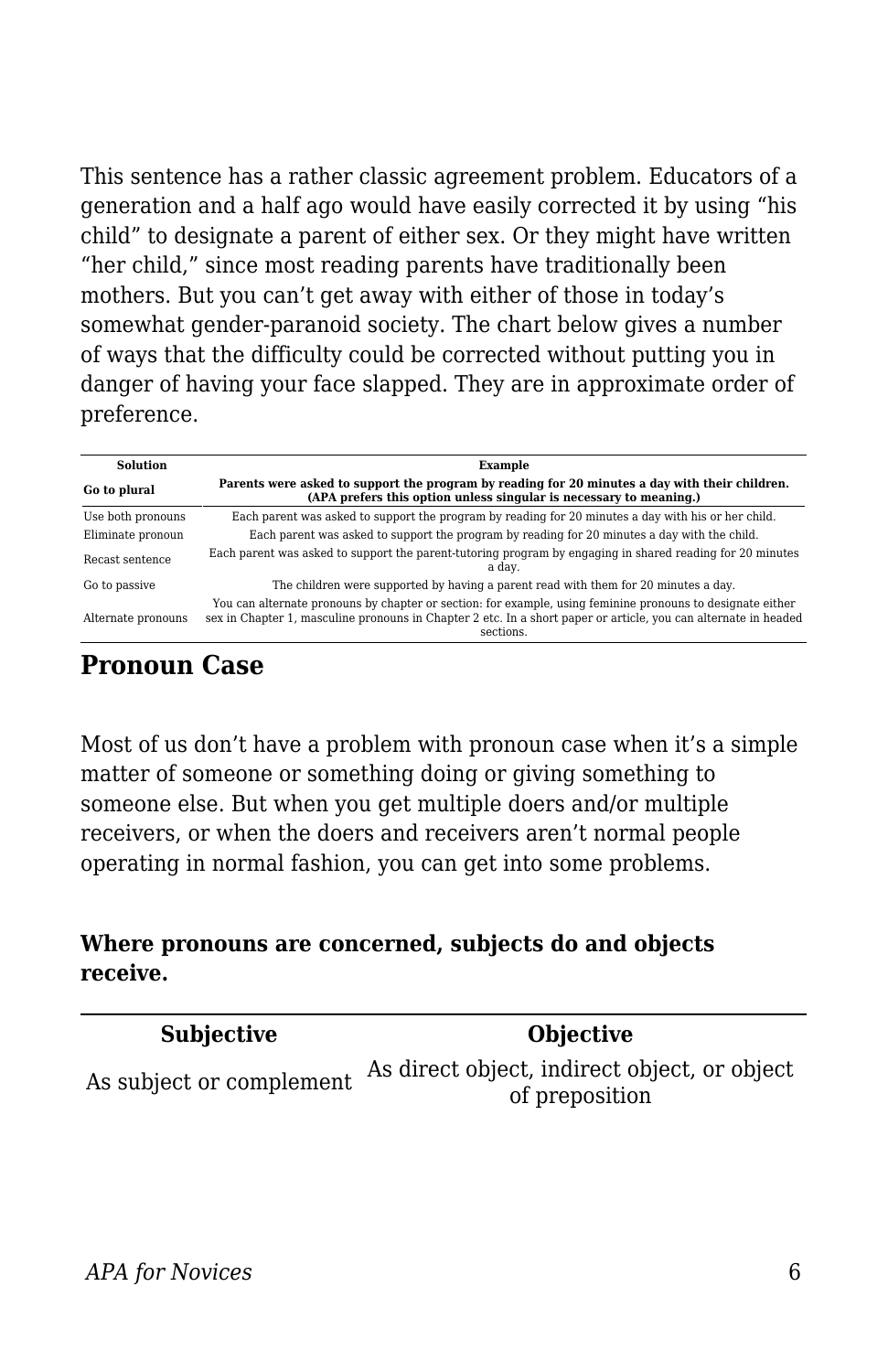This sentence has a rather classic agreement problem. Educators of a generation and a half ago would have easily corrected it by using “his child” to designate a parent of either sex. Or they might have written “her child,” since most reading parents have traditionally been mothers. But you can’t get away with either of those in today’s somewhat gender-paranoid society. The chart below gives a number of ways that the difficulty could be corrected without putting you in danger of having your face slapped. They are in approximate order of preference.

| Solution | Example |
|---|---|
| **Go to plural** | **Parents were asked to support the program by reading for 20 minutes a day with their children. (APA prefers this option unless singular is necessary to meaning.)** |
| Use both pronouns | Each parent was asked to support the program by reading for 20 minutes a day with his or her child. |
| Eliminate pronoun | Each parent was asked to support the program by reading for 20 minutes a day with the child. |
| Recast sentence | Each parent was asked to support the parent-tutoring program by engaging in shared reading for 20 minutes a day. |
| Go to passive | The children were supported by having a parent read with them for 20 minutes a day. |
| Alternate pronouns | You can alternate pronouns by chapter or section: for example, using feminine pronouns to designate either sex in Chapter 1, masculine pronouns in Chapter 2 etc. In a short paper or article, you can alternate in headed sections. |

## Pronoun Case

Most of us don’t have a problem with pronoun case when it’s a simple matter of someone or something doing or giving something to someone else. But when you get multiple doers and/or multiple receivers, or when the doers and receivers aren’t normal people operating in normal fashion, you can get into some problems.

**Where pronouns are concerned, subjects do and objects receive.**

| Subjective | Objective |
|---|---|
| As subject or complement | As direct object, indirect object, or object of preposition |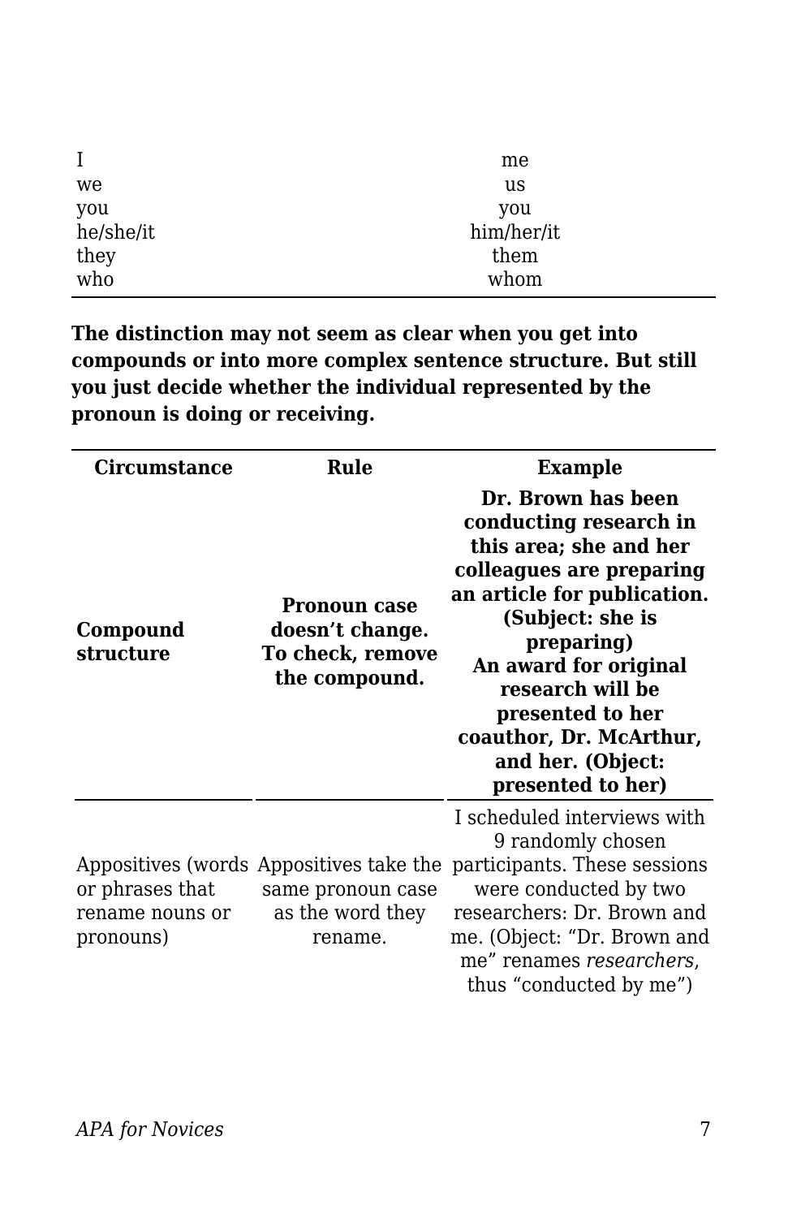| | |
|---|---|
| I | me |
| we | us |
| you | you |
| he/she/it | him/her/it |
| they | them |
| who | whom |

**The distinction may not seem as clear when you get into compounds or into more complex sentence structure. But still you just decide whether the individual represented by the pronoun is doing or receiving.**

| Circumstance | Rule | Example |
|---|---|---|
| **Compound structure** | **Pronoun case doesn't change. To check, remove the compound.** | **Dr. Brown has been conducting research in this area; she and her colleagues are preparing an article for publication. (Subject: she is preparing) An award for original research will be presented to her coauthor, Dr. McArthur, and her. (Object: presented to her)** |
| Appositives (words or phrases that rename nouns or pronouns) | Appositives take the same pronoun case as the word they rename. | I scheduled interviews with 9 randomly chosen participants. These sessions were conducted by two researchers: Dr. Brown and me. (Object: "Dr. Brown and me" renames *researchers*, thus "conducted by me") |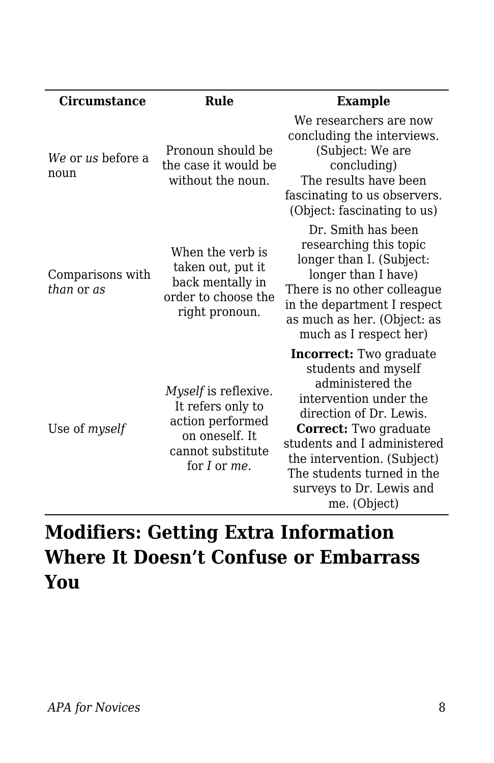| Circumstance | Rule | Example |
|---|---|---|
| *We* or *us* before a noun | Pronoun should be the case it would be without the noun. | We researchers are now concluding the interviews. (Subject: We are concluding) The results have been fascinating to us observers. (Object: fascinating to us) |
| Comparisons with *than* or *as* | When the verb is taken out, put it back mentally in order to choose the right pronoun. | Dr. Smith has been researching this topic longer than I. (Subject: longer than I have) There is no other colleague in the department I respect as much as her. (Object: as much as I respect her) |
| Use of *myself* | *Myself* is reflexive. It refers only to action performed on oneself. It cannot substitute for *I* or *me*. | **Incorrect:** Two graduate students and myself administered the intervention under the direction of Dr. Lewis. **Correct:** Two graduate students and I administered the intervention. (Subject) The students turned in the surveys to Dr. Lewis and me. (Object) |

## Modifiers: Getting Extra Information Where It Doesn't Confuse or Embarrass You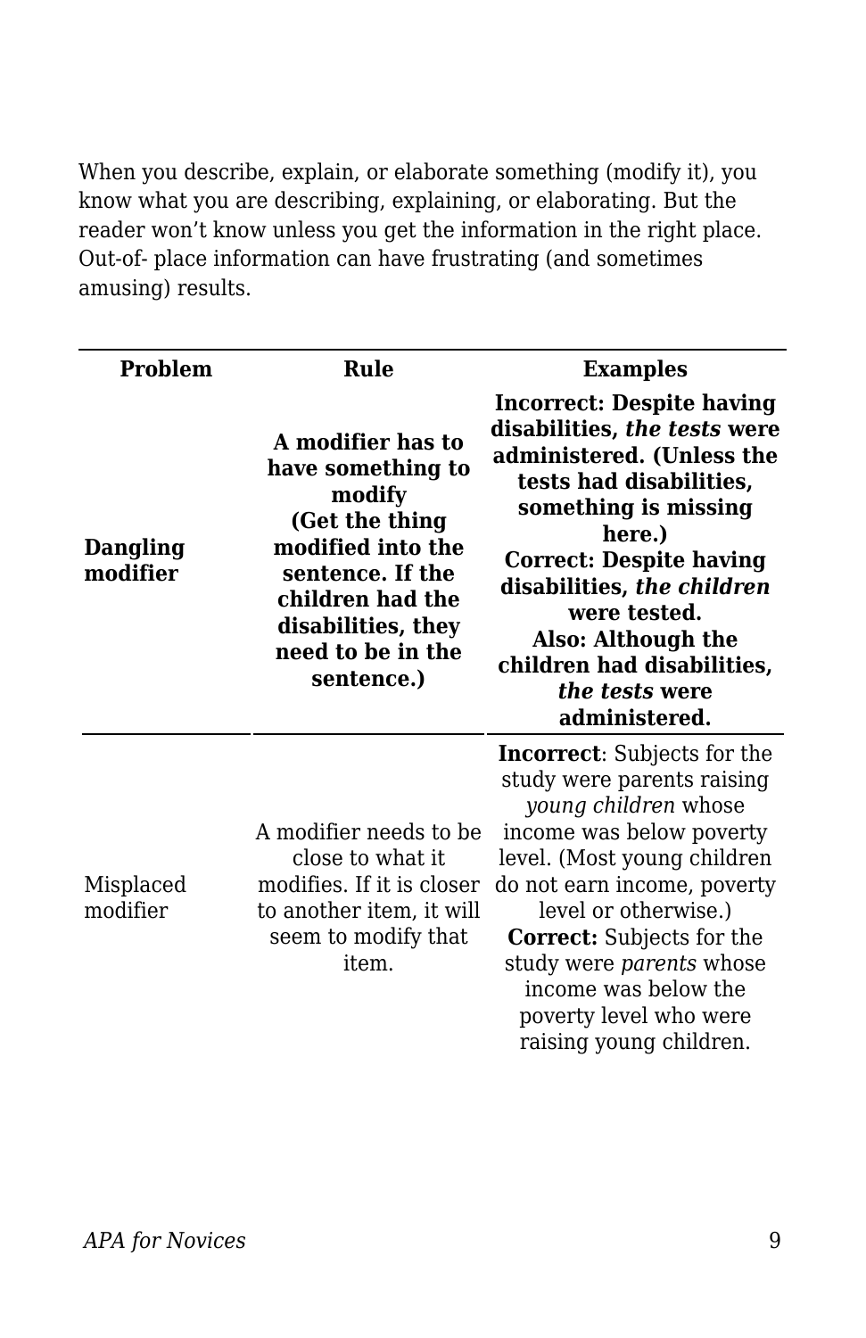When you describe, explain, or elaborate something (modify it), you know what you are describing, explaining, or elaborating. But the reader won't know unless you get the information in the right place. Out-of- place information can have frustrating (and sometimes amusing) results.

| Problem | Rule | Examples |
|---|---|---|
| **Dangling modifier** | **A modifier has to have something to modify (Get the thing modified into the sentence. If the children had the disabilities, they need to be in the sentence.)** | **Incorrect: Despite having disabilities, *the tests* were administered. (Unless the tests had disabilities, something is missing here.)** **Correct: Despite having disabilities, *the children* were tested.** **Also: Although the children had disabilities, *the tests* were administered.** |
| Misplaced modifier | A modifier needs to be close to what it modifies. If it is closer to another item, it will seem to modify that item. | **Incorrect**: Subjects for the study were parents raising *young children* whose income was below poverty level. (Most young children do not earn income, poverty level or otherwise.) **Correct:** Subjects for the study were *parents* whose income was below the poverty level who were raising young children. |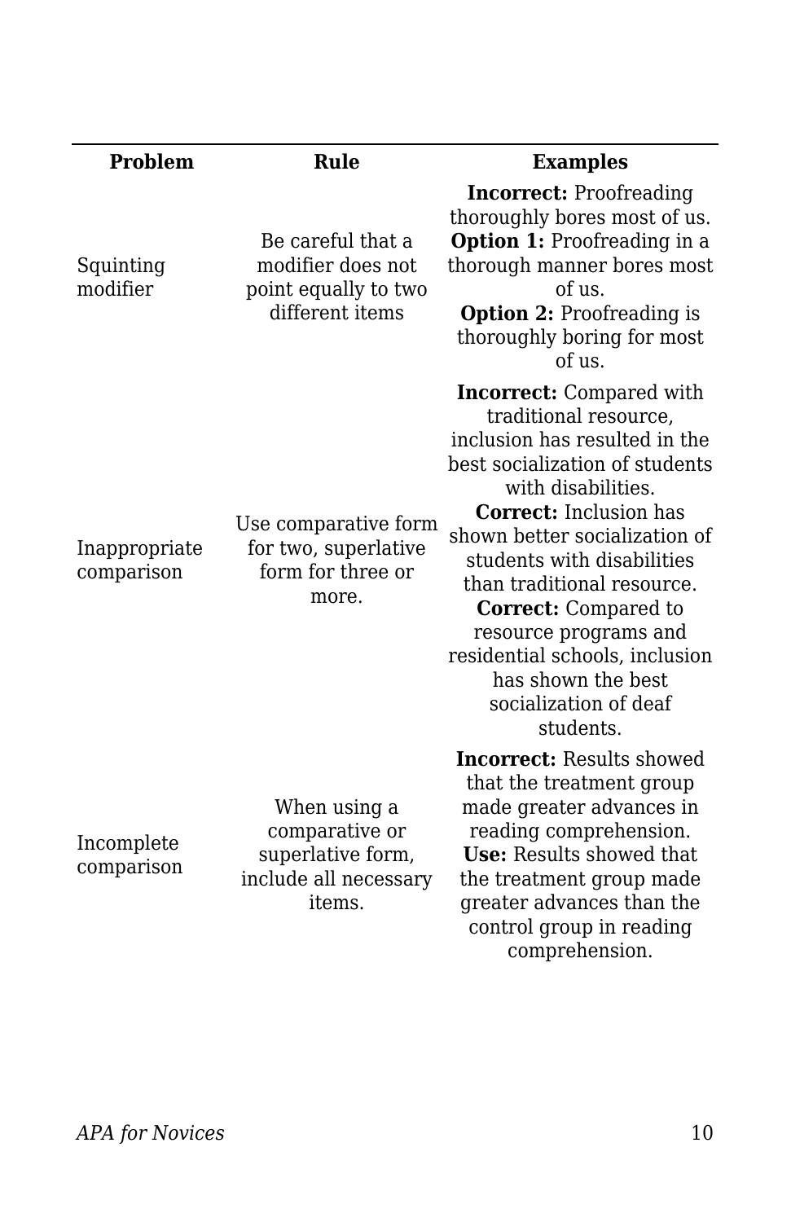| Problem | Rule | Examples |
|---|---|---|
| Squinting modifier | Be careful that a modifier does not point equally to two different items | **Incorrect:** Proofreading thoroughly bores most of us. **Option 1:** Proofreading in a thorough manner bores most of us. **Option 2:** Proofreading is thoroughly boring for most of us. |
| Inappropriate comparison | Use comparative form for two, superlative form for three or more. | **Incorrect:** Compared with traditional resource, inclusion has resulted in the best socialization of students with disabilities. **Correct:** Inclusion has shown better socialization of students with disabilities than traditional resource. **Correct:** Compared to resource programs and residential schools, inclusion has shown the best socialization of deaf students. |
| Incomplete comparison | When using a comparative or superlative form, include all necessary items. | **Incorrect:** Results showed that the treatment group made greater advances in reading comprehension. **Use:** Results showed that the treatment group made greater advances than the control group in reading comprehension. |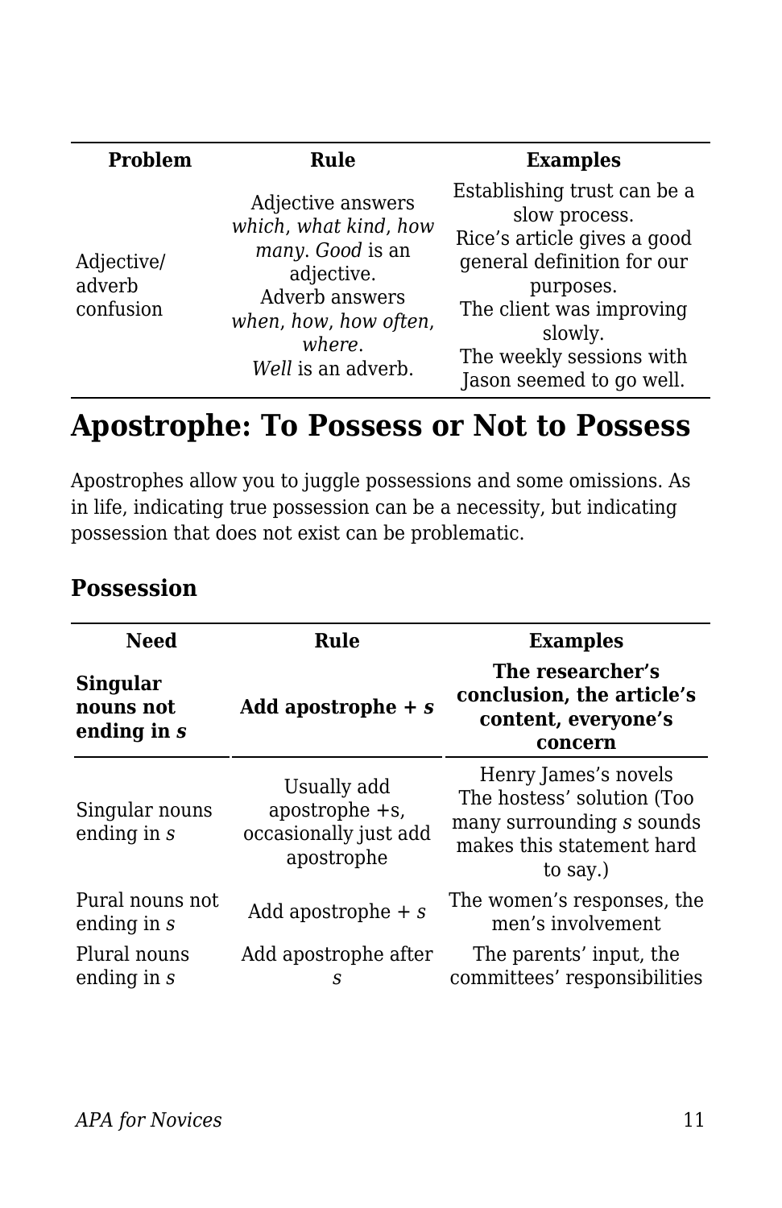| Problem | Rule | Examples |
|---|---|---|
| Adjective/ adverb confusion | Adjective answers *which*, *what kind*, *how many*. *Good* is an adjective.<br>Adverb answers *when*, *how*, *how often*, *where*.<br>*Well* is an adverb. | Establishing trust can be a slow process.<br>Rice's article gives a good general definition for our purposes.<br>The client was improving slowly.<br>The weekly sessions with Jason seemed to go well. |

## Apostrophe: To Possess or Not to Possess

Apostrophes allow you to juggle possessions and some omissions. As in life, indicating true possession can be a necessity, but indicating possession that does not exist can be problematic.

### Possession

| Need | Rule | Examples |
|---|---|---|
| **Singular nouns not ending in *s*** | **Add apostrophe + *s*** | **The researcher's conclusion, the article's content, everyone's concern** |
| Singular nouns ending in *s* | Usually add apostrophe +s, occasionally just add apostrophe | Henry James's novels<br>The hostess' solution (Too many surrounding *s* sounds makes this statement hard to say.) |
| Pural nouns not ending in *s* | Add apostrophe + *s* | The women's responses, the men's involvement |
| Plural nouns ending in *s* | Add apostrophe after *s* | The parents' input, the committees' responsibilities |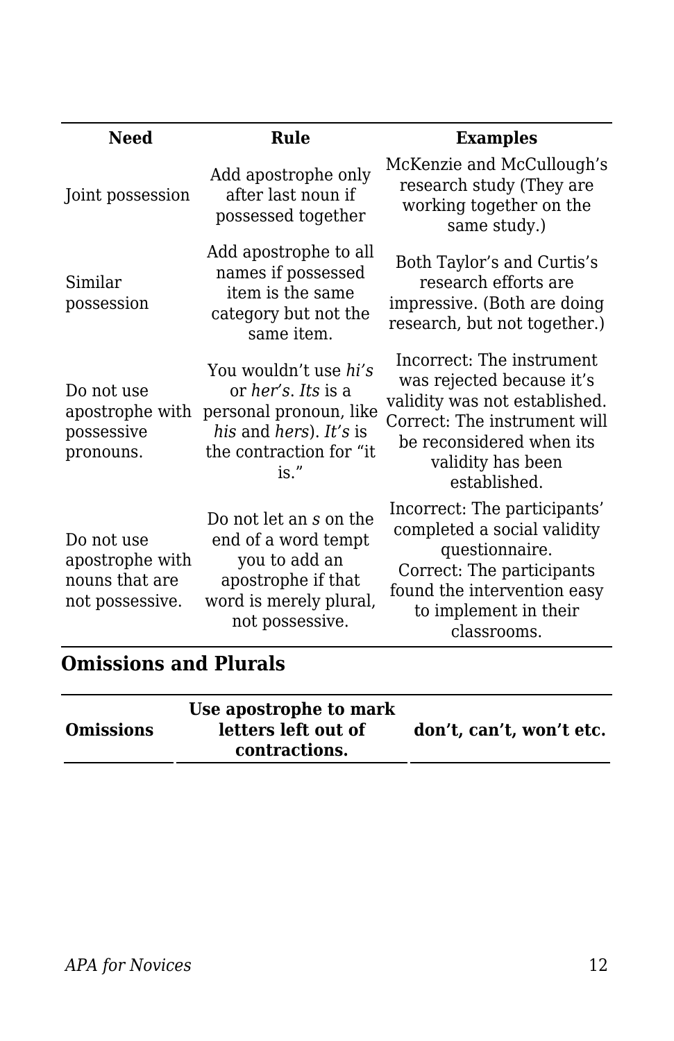| Need | Rule | Examples |
|---|---|---|
| Joint possession | Add apostrophe only after last noun if possessed together | McKenzie and McCullough's research study (They are working together on the same study.) |
| Similar possession | Add apostrophe to all names if possessed item is the same category but not the same item. | Both Taylor's and Curtis's research efforts are impressive. (Both are doing research, but not together.) |
| Do not use apostrophe with possessive pronouns. | You wouldn't use *hi's* or *her's*. *Its* is a personal pronoun, like *his* and *hers*). *It's* is the contraction for "it is." | Incorrect: The instrument was rejected because it's validity was not established. Correct: The instrument will be reconsidered when its validity has been established. |
| Do not use apostrophe with nouns that are not possessive. | Do not let an *s* on the end of a word tempt you to add an apostrophe if that word is merely plural, not possessive. | Incorrect: The participants' completed a social validity questionnaire. Correct: The participants found the intervention easy to implement in their classrooms. |

### Omissions and Plurals

| **Omissions** | **Use apostrophe to mark letters left out of contractions.** | **don't, can't, won't etc.** |
|---|---|---|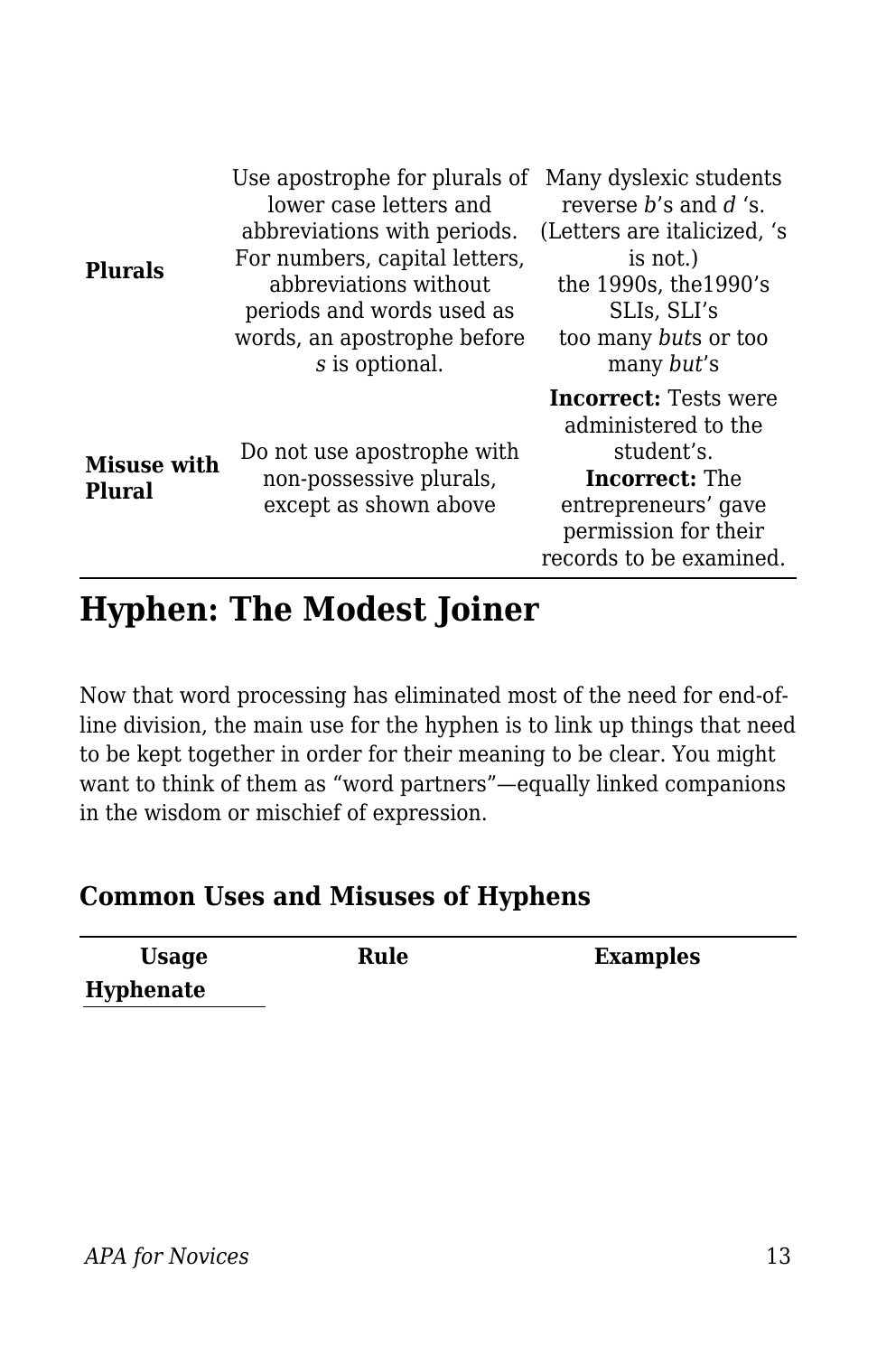| | | |
|---|---|---|
| **Plurals** | Use apostrophe for plurals of lower case letters and abbreviations with periods. For numbers, capital letters, abbreviations without periods and words used as words, an apostrophe before *s* is optional. | Many dyslexic students reverse *b*'s and *d* 's. (Letters are italicized, 's is not.)<br>the 1990s, the1990's<br>SLIs, SLI's<br>too many *but*s or too many *but*'s |
| **Misuse with Plural** | Do not use apostrophe with non-possessive plurals, except as shown above | **Incorrect:** Tests were administered to the student's.<br>**Incorrect:** The entrepreneurs' gave permission for their records to be examined. |

## Hyphen: The Modest Joiner

Now that word processing has eliminated most of the need for end-of-line division, the main use for the hyphen is to link up things that need to be kept together in order for their meaning to be clear. You might want to think of them as "word partners"—equally linked companions in the wisdom or mischief of expression.

### Common Uses and Misuses of Hyphens

| Usage | Rule | Examples |
|---|---|---|
| **Hyphenate** | | |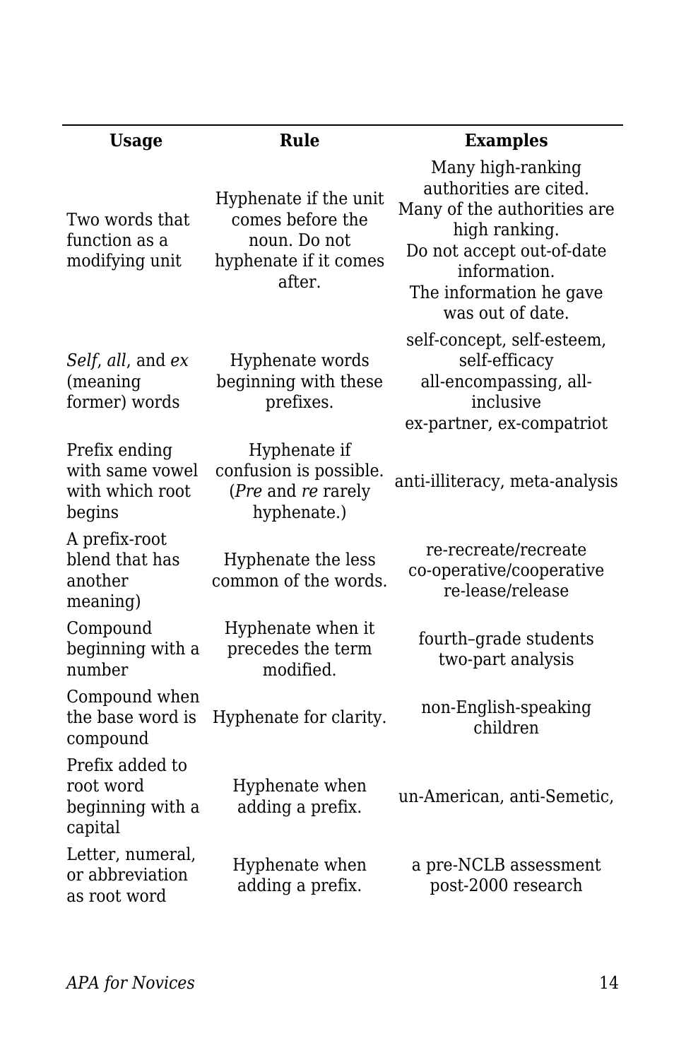| **Usage** | **Rule** | **Examples** |
| --- | --- | --- |
| Two words that function as a modifying unit | Hyphenate if the unit comes before the noun. Do not hyphenate if it comes after. | Many high-ranking authorities are cited.<br>Many of the authorities are high ranking.<br>Do not accept out-of-date information.<br>The information he gave was out of date. |
| *Self*, *all*, and *ex* (meaning former) words | Hyphenate words beginning with these prefixes. | self-concept, self-esteem, self-efficacy<br>all-encompassing, all-inclusive<br>ex-partner, ex-compatriot |
| Prefix ending with same vowel with which root begins | Hyphenate if confusion is possible. (*Pre* and *re* rarely hyphenate.) | anti-illiteracy, meta-analysis |
| A prefix-root blend that has another meaning) | Hyphenate the less common of the words. | re-recreate/recreate<br>co-operative/cooperative<br>re-lease/release |
| Compound beginning with a number | Hyphenate when it precedes the term modified. | fourth–grade students<br>two-part analysis |
| Compound when the base word is compound | Hyphenate for clarity. | non-English-speaking children |
| Prefix added to root word beginning with a capital | Hyphenate when adding a prefix. | un-American, anti-Semetic, |
| Letter, numeral, or abbreviation as root word | Hyphenate when adding a prefix. | a pre-NCLB assessment<br>post-2000 research |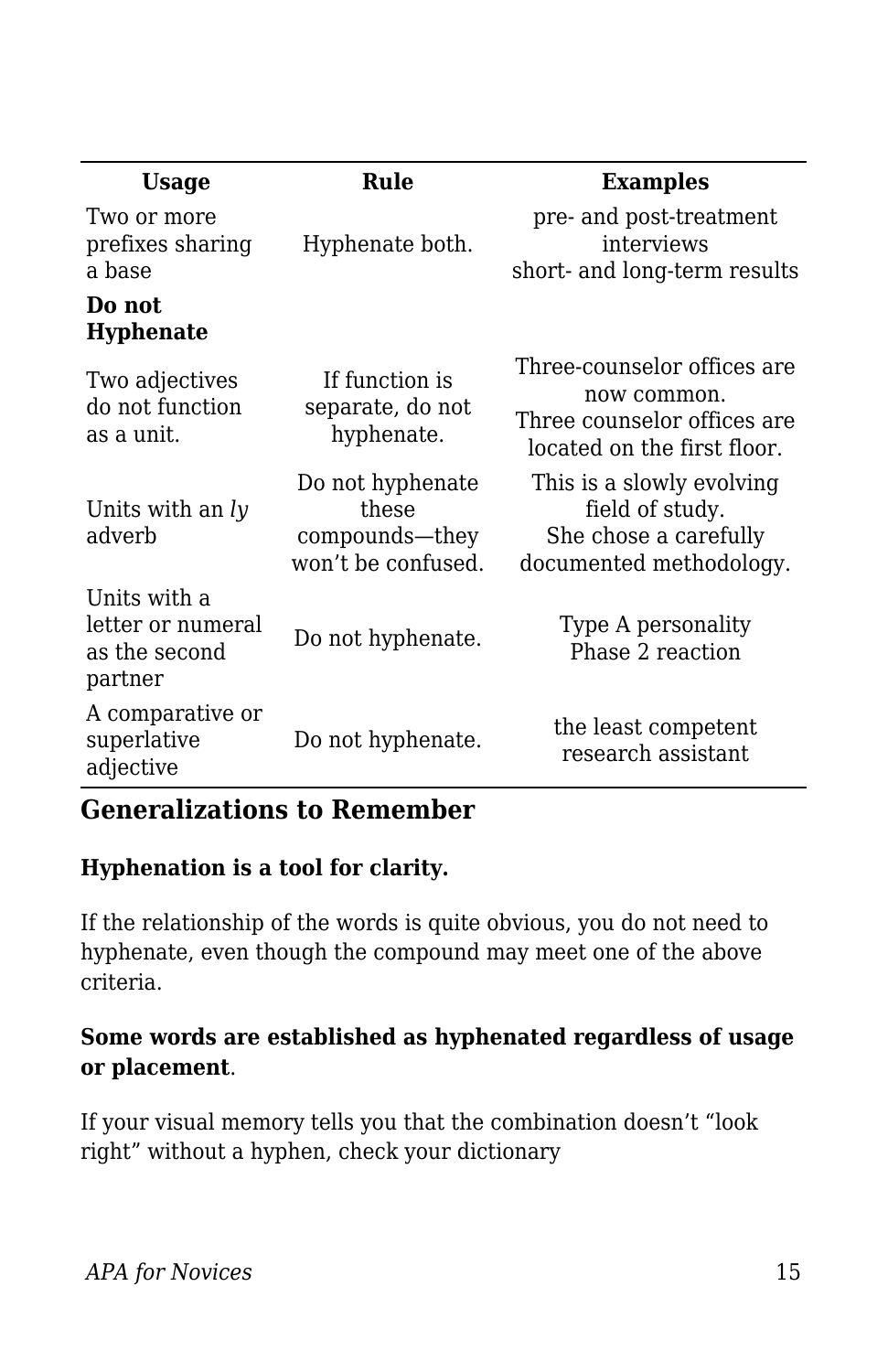| Usage | Rule | Examples |
|---|---|---|
| Two or more prefixes sharing a base | Hyphenate both. | pre- and post-treatment interviews<br>short- and long-term results |
| **Do not Hyphenate** | | |
| Two adjectives do not function as a unit. | If function is separate, do not hyphenate. | Three-counselor offices are now common.<br>Three counselor offices are located on the first floor. |
| Units with an *ly* adverb | Do not hyphenate these compounds—they won't be confused. | This is a slowly evolving field of study.<br>She chose a carefully documented methodology. |
| Units with a letter or numeral as the second partner | Do not hyphenate. | Type A personality<br>Phase 2 reaction |
| A comparative or superlative adjective | Do not hyphenate. | the least competent research assistant |

### Generalizations to Remember

**Hyphenation is a tool for clarity.**

If the relationship of the words is quite obvious, you do not need to hyphenate, even though the compound may meet one of the above criteria.

**Some words are established as hyphenated regardless of usage or placement**.

If your visual memory tells you that the combination doesn't "look right" without a hyphen, check your dictionary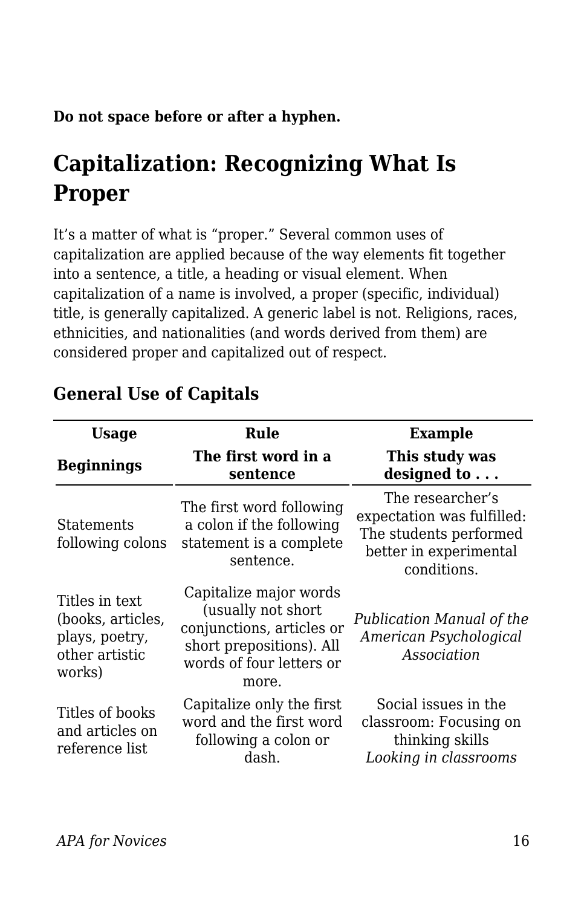**Do not space before or after a hyphen.**

# Capitalization: Recognizing What Is Proper

It's a matter of what is "proper." Several common uses of capitalization are applied because of the way elements fit together into a sentence, a title, a heading or visual element. When capitalization of a name is involved, a proper (specific, individual) title, is generally capitalized. A generic label is not. Religions, races, ethnicities, and nationalities (and words derived from them) are considered proper and capitalized out of respect.

## General Use of Capitals

| Usage | Rule | Example |
|---|---|---|
| **Beginnings** | **The first word in a sentence** | **This study was designed to . . .** |
| Statements following colons | The first word following a colon if the following statement is a complete sentence. | The researcher's expectation was fulfilled: The students performed better in experimental conditions. |
| Titles in text (books, articles, plays, poetry, other artistic works) | Capitalize major words (usually not short conjunctions, articles or short prepositions). All words of four letters or more. | *Publication Manual of the American Psychological Association* |
| Titles of books and articles on reference list | Capitalize only the first word and the first word following a colon or dash. | Social issues in the classroom: Focusing on thinking skills<br>*Looking in classrooms* |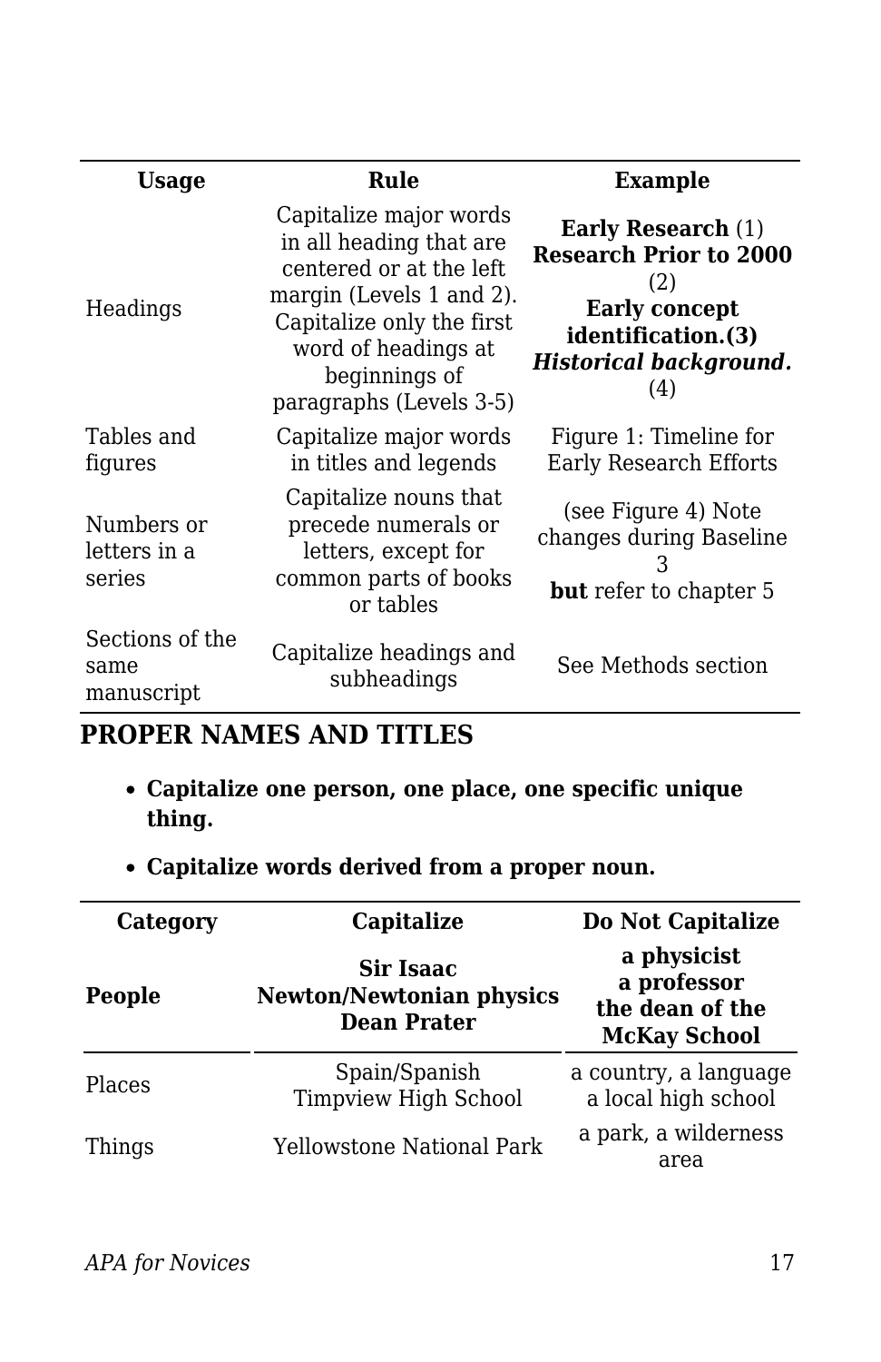| Usage | Rule | Example |
|---|---|---|
| Headings | Capitalize major words in all heading that are centered or at the left margin (Levels 1 and 2). Capitalize only the first word of headings at beginnings of paragraphs (Levels 3-5) | **Early Research** (1) **Research Prior to 2000** (2) **Early concept identification.(3)** ***Historical background.*** (4) |
| Tables and figures | Capitalize major words in titles and legends | Figure 1: Timeline for Early Research Efforts |
| Numbers or letters in a series | Capitalize nouns that precede numerals or letters, except for common parts of books or tables | (see Figure 4) Note changes during Baseline 3 **but** refer to chapter 5 |
| Sections of the same manuscript | Capitalize headings and subheadings | See Methods section |

## PROPER NAMES AND TITLES

- **Capitalize one person, one place, one specific unique thing.**
- **Capitalize words derived from a proper noun.**

| Category | Capitalize | Do Not Capitalize |
|---|---|---|
| **People** | **Sir Isaac Newton/Newtonian physics Dean Prater** | **a physicist a professor the dean of the McKay School** |
| Places | Spain/Spanish Timpview High School | a country, a language a local high school |
| Things | Yellowstone National Park | a park, a wilderness area |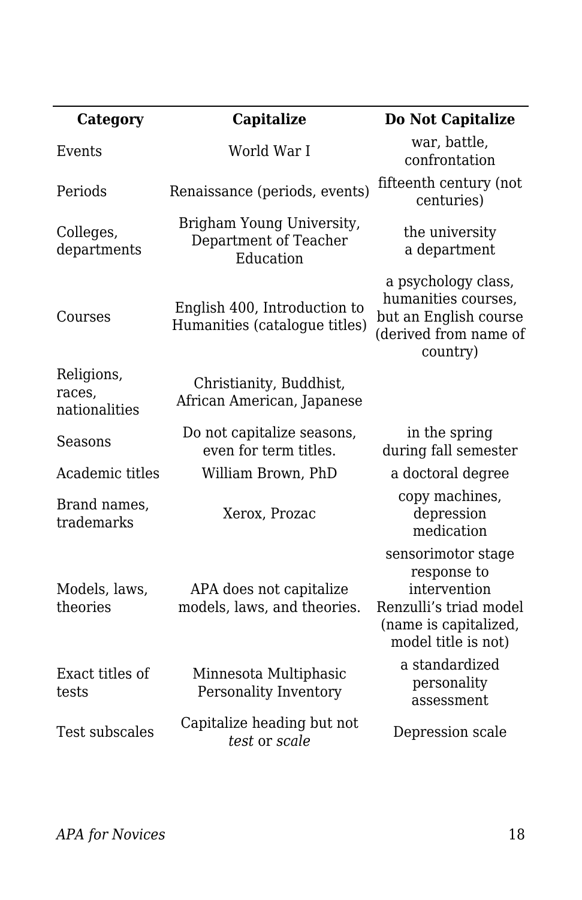| Category | Capitalize | Do Not Capitalize |
| --- | --- | --- |
| Events | World War I | war, battle, confrontation |
| Periods | Renaissance (periods, events) | fifteenth century (not centuries) |
| Colleges, departments | Brigham Young University, Department of Teacher Education | the university<br>a department |
| Courses | English 400, Introduction to Humanities (catalogue titles) | a psychology class, humanities courses, but an English course (derived from name of country) |
| Religions, races, nationalities | Christianity, Buddhist, African American, Japanese | |
| Seasons | Do not capitalize seasons, even for term titles. | in the spring<br>during fall semester |
| Academic titles | William Brown, PhD | a doctoral degree |
| Brand names, trademarks | Xerox, Prozac | copy machines, depression medication |
| Models, laws, theories | APA does not capitalize models, laws, and theories. | sensorimotor stage<br>response to intervention<br>Renzulli's triad model (name is capitalized, model title is not) |
| Exact titles of tests | Minnesota Multiphasic Personality Inventory | a standardized personality assessment |
| Test subscales | Capitalize heading but not *test* or *scale* | Depression scale |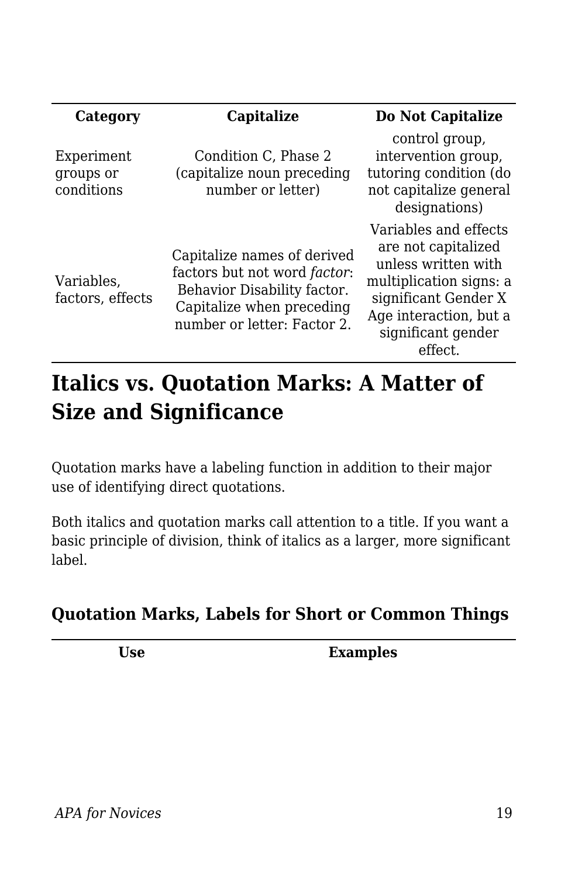| Category | Capitalize | Do Not Capitalize |
|---|---|---|
| Experiment groups or conditions | Condition C, Phase 2 (capitalize noun preceding number or letter) | control group, intervention group, tutoring condition (do not capitalize general designations) |
| Variables, factors, effects | Capitalize names of derived factors but not word *factor*: Behavior Disability factor. Capitalize when preceding number or letter: Factor 2. | Variables and effects are not capitalized unless written with multiplication signs: a significant Gender X Age interaction, but a significant gender effect. |

## Italics vs. Quotation Marks: A Matter of Size and Significance

Quotation marks have a labeling function in addition to their major use of identifying direct quotations.

Both italics and quotation marks call attention to a title. If you want a basic principle of division, think of italics as a larger, more significant label.

### Quotation Marks, Labels for Short or Common Things

| Use | Examples |
|---|---|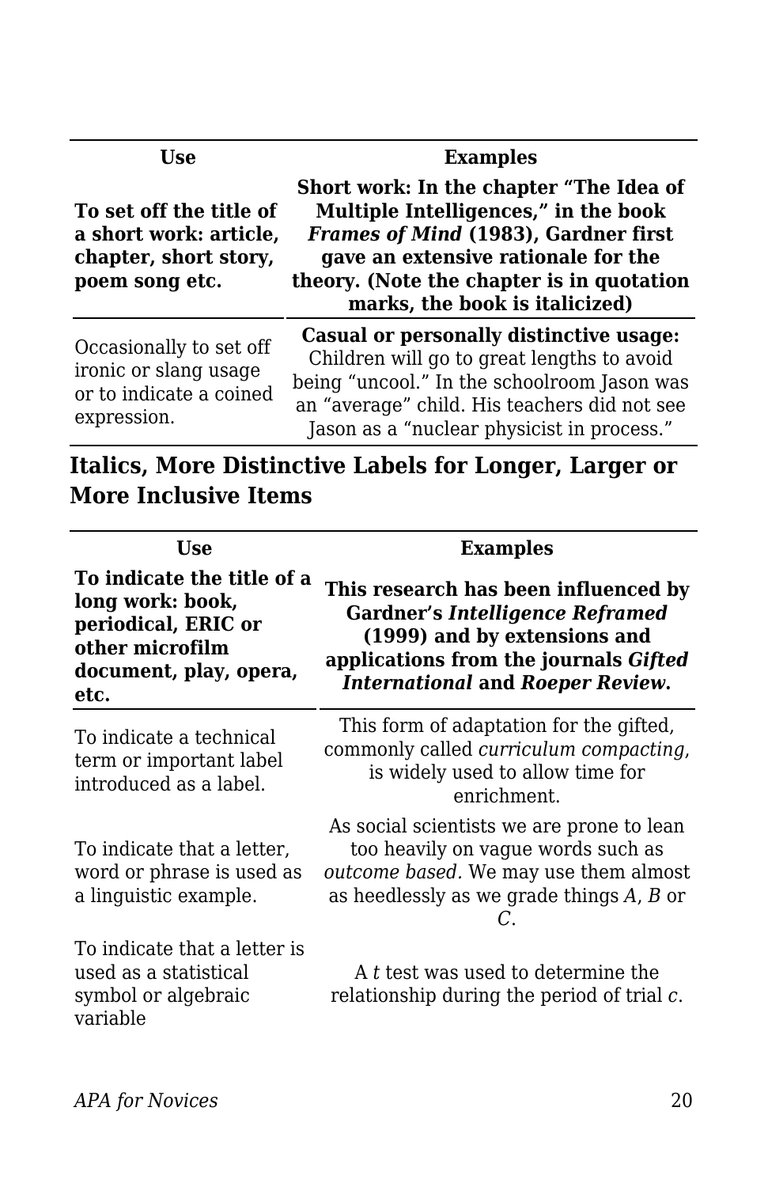| Use | Examples |
| --- | --- |
| **To set off the title of a short work: article, chapter, short story, poem song etc.** | **Short work: In the chapter “The Idea of Multiple Intelligences,” in the book *Frames of Mind* (1983), Gardner first gave an extensive rationale for the theory. (Note the chapter is in quotation marks, the book is italicized)** |
| Occasionally to set off ironic or slang usage or to indicate a coined expression. | **Casual or personally distinctive usage:** Children will go to great lengths to avoid being “uncool.” In the schoolroom Jason was an “average” child. His teachers did not see Jason as a “nuclear physicist in process.” |

## Italics, More Distinctive Labels for Longer, Larger or More Inclusive Items

| Use | Examples |
| --- | --- |
| **To indicate the title of a long work: book, periodical, ERIC or other microfilm document, play, opera, etc.** | **This research has been influenced by Gardner’s *Intelligence Reframed* (1999) and by extensions and applications from the journals *Gifted International* and *Roeper Review*.** |
| To indicate a technical term or important label introduced as a label. | This form of adaptation for the gifted, commonly called *curriculum compacting*, is widely used to allow time for enrichment. |
| To indicate that a letter, word or phrase is used as a linguistic example. | As social scientists we are prone to lean too heavily on vague words such as *outcome based.* We may use them almost as heedlessly as we grade things *A*, *B* or *C*. |
| To indicate that a letter is used as a statistical symbol or algebraic variable | A $t$ test was used to determine the relationship during the period of trial $c$. |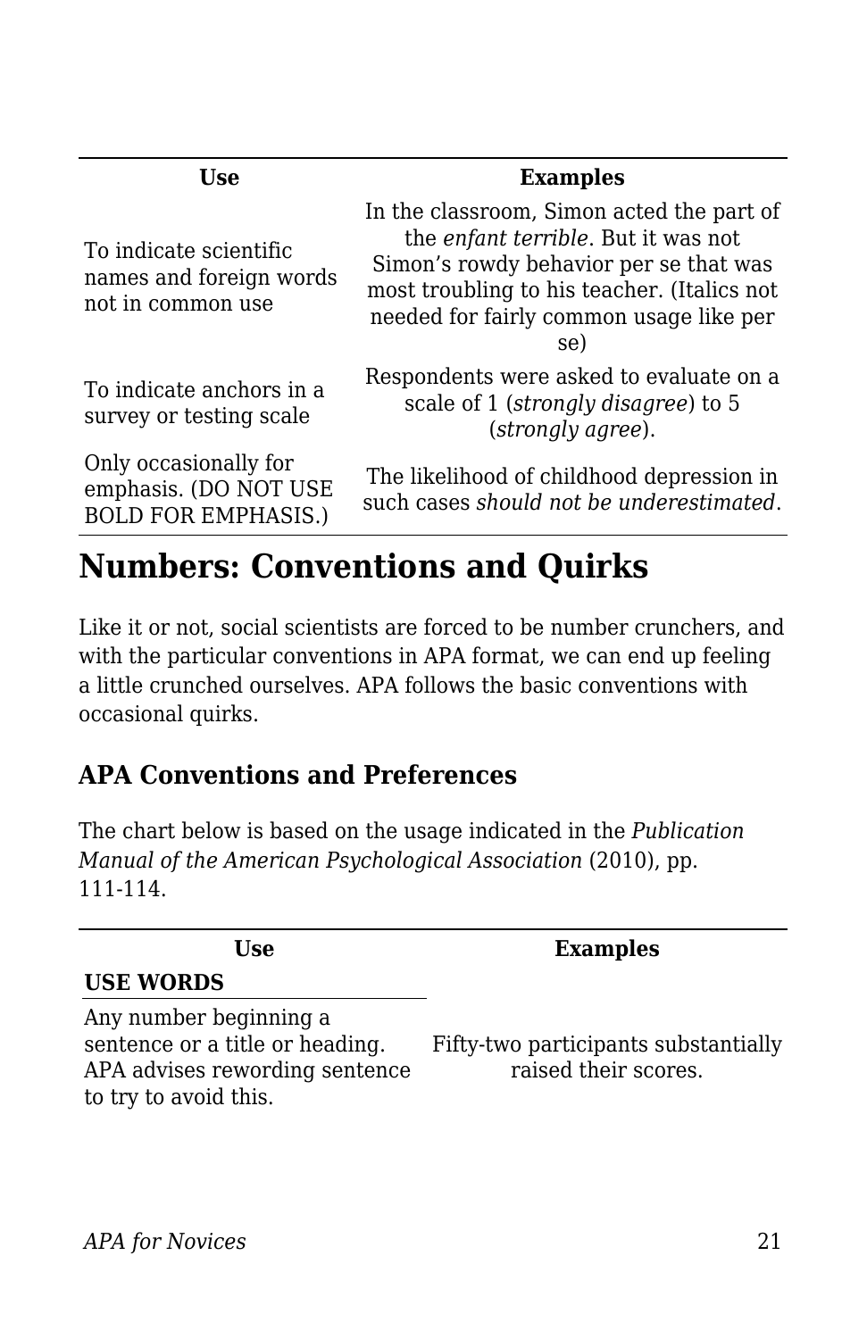| Use | Examples |
|---|---|
| To indicate scientific names and foreign words not in common use | In the classroom, Simon acted the part of the *enfant terrible*. But it was not Simon's rowdy behavior per se that was most troubling to his teacher. (Italics not needed for fairly common usage like per se) |
| To indicate anchors in a survey or testing scale | Respondents were asked to evaluate on a scale of 1 (*strongly disagree*) to 5 (*strongly agree*). |
| Only occasionally for emphasis. (DO NOT USE BOLD FOR EMPHASIS.) | The likelihood of childhood depression in such cases *should not be underestimated*. |

## Numbers: Conventions and Quirks

Like it or not, social scientists are forced to be number crunchers, and with the particular conventions in APA format, we can end up feeling a little crunched ourselves. APA follows the basic conventions with occasional quirks.

### APA Conventions and Preferences

The chart below is based on the usage indicated in the *Publication Manual of the American Psychological Association* (2010), pp. 111-114.

| Use | Examples |
|---|---|
| **USE WORDS** | |
| Any number beginning a sentence or a title or heading. APA advises rewording sentence to try to avoid this. | Fifty-two participants substantially raised their scores. |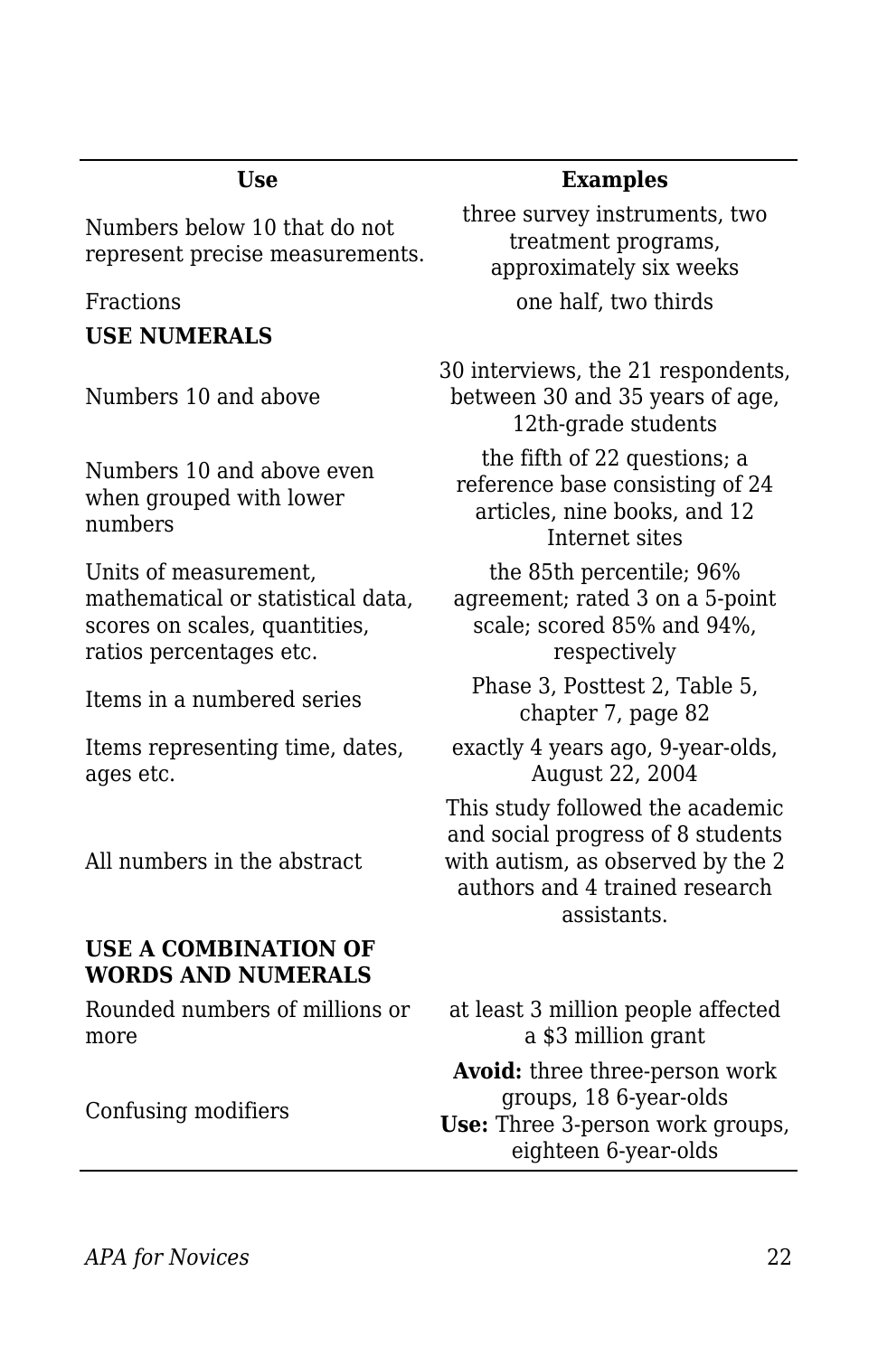| Use | Examples |
|---|---|
| Numbers below 10 that do not represent precise measurements. | three survey instruments, two treatment programs, approximately six weeks |
| Fractions | one half, two thirds |
| **USE NUMERALS** | |
| Numbers 10 and above | 30 interviews, the 21 respondents, between 30 and 35 years of age, 12th-grade students |
| Numbers 10 and above even when grouped with lower numbers | the fifth of 22 questions; a reference base consisting of 24 articles, nine books, and 12 Internet sites |
| Units of measurement, mathematical or statistical data, scores on scales, quantities, ratios percentages etc. | the 85th percentile; 96% agreement; rated 3 on a 5-point scale; scored 85% and 94%, respectively |
| Items in a numbered series | Phase 3, Posttest 2, Table 5, chapter 7, page 82 |
| Items representing time, dates, ages etc. | exactly 4 years ago, 9-year-olds, August 22, 2004 |
| All numbers in the abstract | This study followed the academic and social progress of 8 students with autism, as observed by the 2 authors and 4 trained research assistants. |
| **USE A COMBINATION OF WORDS AND NUMERALS** | |
| Rounded numbers of millions or more | at least 3 million people affected a $3 million grant |
| Confusing modifiers | **Avoid:** three three-person work groups, 18 6-year-olds **Use:** Three 3-person work groups, eighteen 6-year-olds |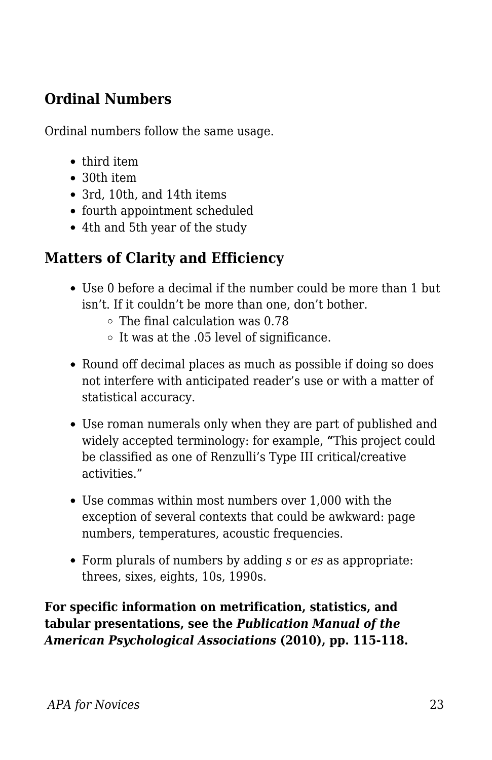## Ordinal Numbers

Ordinal numbers follow the same usage.

- third item
- 30th item
- 3rd, 10th, and 14th items
- fourth appointment scheduled
- 4th and 5th year of the study

## Matters of Clarity and Efficiency

- Use 0 before a decimal if the number could be more than 1 but isn't. If it couldn't be more than one, don't bother.
    - The final calculation was 0.78
    - It was at the .05 level of significance.
- Round off decimal places as much as possible if doing so does not interfere with anticipated reader's use or with a matter of statistical accuracy.
- Use roman numerals only when they are part of published and widely accepted terminology: for example, "This project could be classified as one of Renzulli's Type III critical/creative activities."
- Use commas within most numbers over 1,000 with the exception of several contexts that could be awkward: page numbers, temperatures, acoustic frequencies.
- Form plurals of numbers by adding *s* or *es* as appropriate: threes, sixes, eights, 10s, 1990s.

**For specific information on metrification, statistics, and tabular presentations, see the *Publication Manual of the American Psychological Associations* (2010), pp. 115-118.**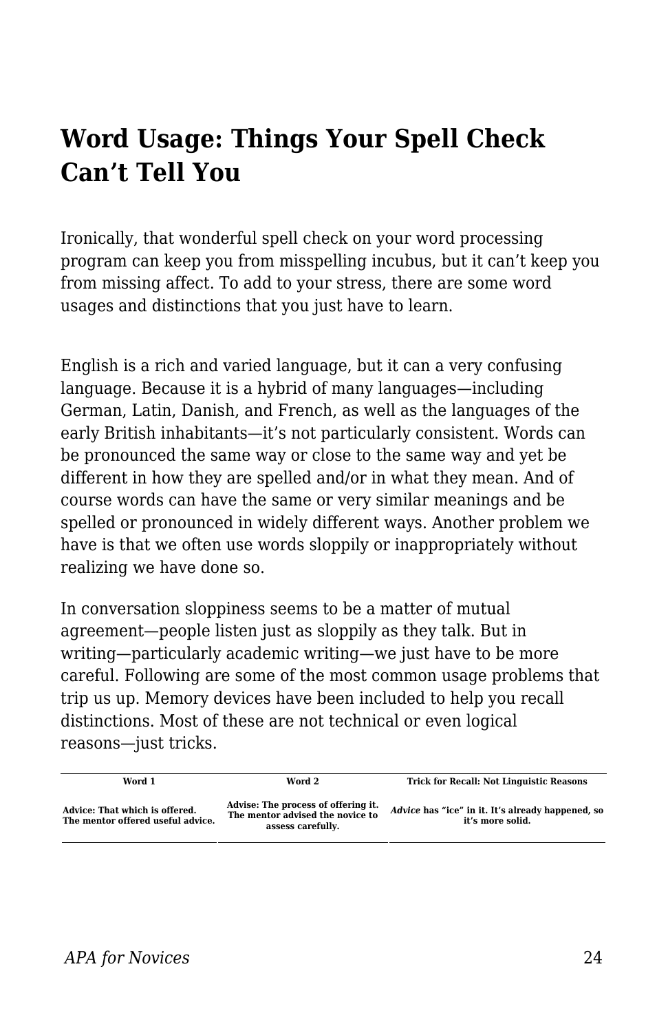# Word Usage: Things Your Spell Check Can't Tell You

Ironically, that wonderful spell check on your word processing program can keep you from misspelling incubus, but it can't keep you from missing affect. To add to your stress, there are some word usages and distinctions that you just have to learn.

English is a rich and varied language, but it can a very confusing language. Because it is a hybrid of many languages—including German, Latin, Danish, and French, as well as the languages of the early British inhabitants—it's not particularly consistent. Words can be pronounced the same way or close to the same way and yet be different in how they are spelled and/or in what they mean. And of course words can have the same or very similar meanings and be spelled or pronounced in widely different ways. Another problem we have is that we often use words sloppily or inappropriately without realizing we have done so.

In conversation sloppiness seems to be a matter of mutual agreement—people listen just as sloppily as they talk. But in writing—particularly academic writing—we just have to be more careful. Following are some of the most common usage problems that trip us up. Memory devices have been included to help you recall distinctions. Most of these are not technical or even logical reasons—just tricks.

| Word 1 | Word 2 | Trick for Recall: Not Linguistic Reasons |
|---|---|---|
| Advice: That which is offered. The mentor offered useful advice. | Advise: The process of offering it. The mentor advised the novice to assess carefully. | *Advice* has "ice" in it. It's already happened, so it's more solid. |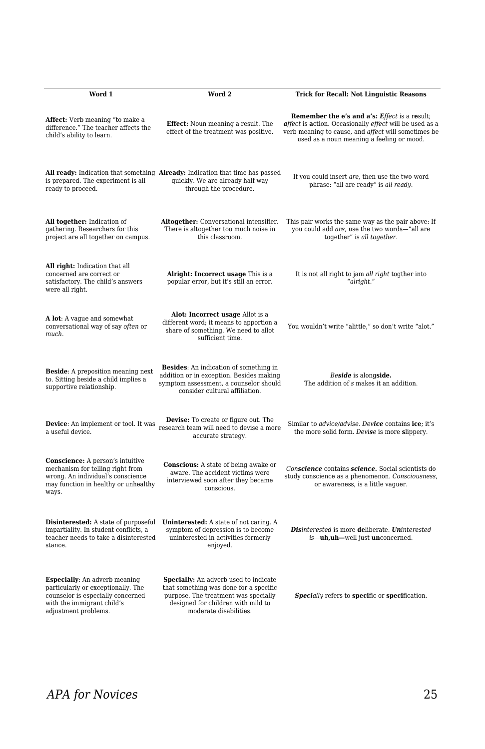| Word 1 | Word 2 | Trick for Recall: Not Linguistic Reasons |
|---|---|---|
| **Affect:** Verb meaning "to make a difference." The teacher affects the child's ability to learn. | **Effect:** Noun meaning a result. The effect of the treatment was positive. | **Remember the e's and a's:** ***E****ffect* is a r**e**sult; *affect* is **a**ction. Occasionally *effect* will be used as a verb meaning to cause, and *affect* will sometimes be used as a noun meaning a feeling or mood. |
| **All ready:** Indication that something is prepared. The experiment is all ready to proceed. | **Already:** Indication that time has passed quickly. We are already half way through the procedure. | If you could insert *are*, then use the two-word phrase: "all are ready" is *all ready*. |
| **All together:** Indication of gathering. Researchers for this project are all together on campus. | **Altogether:** Conversational intensifier. There is altogether too much noise in this classroom. | This pair works the same way as the pair above: If you could add *are*, use the two words—"all are together" is *all together*. |
| **All right:** Indication that all concerned are correct or satisfactory. The child's answers were all right. | **Alright: Incorrect usage** This is a popular error, but it's still an error. | It is not all right to jam *all right* togther into "*alright*." |
| **A lot**: A vague and somewhat conversational way of say *often* or *much*. | **Alot: Incorrect usage** Allot is a different word; it means to apportion a share of something. We need to allot sufficient time. | You wouldn't write "alittle," so don't write "alot." |
| **Beside**: A preposition meaning next to. Sitting beside a child implies a supportive relationship. | **Besides**: An indication of something in addition or in exception. Besides making symptom assessment, a counselor should consider cultural affiliation. | *Be**side*** is along**side.** The addition of *s* makes it an addition. |
| **Device**: An implement or tool. It was a useful device. | **Devise:** To create or figure out. The research team will need to devise a more accurate strategy. | Similar to *advice/advise*. *Dev**ice*** contains **ice**; it's the more solid form. *Devi**s**e* is more **s**lippery. |
| **Conscience:** A person's intuitive mechanism for telling right from wrong. An individual's conscience may function in healthy or unhealthy ways. | **Conscious:** A state of being awake or aware. The accident victims were interviewed soon after they became conscious. | *Con**science*** contains ***science.*** Social scientists do study conscience as a phenomenon. *Consciousness*, or awareness, is a little vaguer. |
| **Disinterested:** A state of purposeful impartiality. In student conflicts, a teacher needs to take a disinterested stance. | **Uninterested:** A state of not caring. A symptom of depression is to become uninterested in activities formerly enjoyed. | ***Dis****interested* is more **de**liberate. ***Un****interested* is—**uh,uh—**well just **un**concerned. |
| **Especially**: An adverb meaning particularly or exceptionally. The counselor is especially concerned with the immigrant child's adjustment problems. | **Specially:** An adverb used to indicate that something was done for a specific purpose. The treatment was specially designed for children with mild to moderate disabilities. | ***Speci****ally* refers to **speci**fic or **speci**fication. |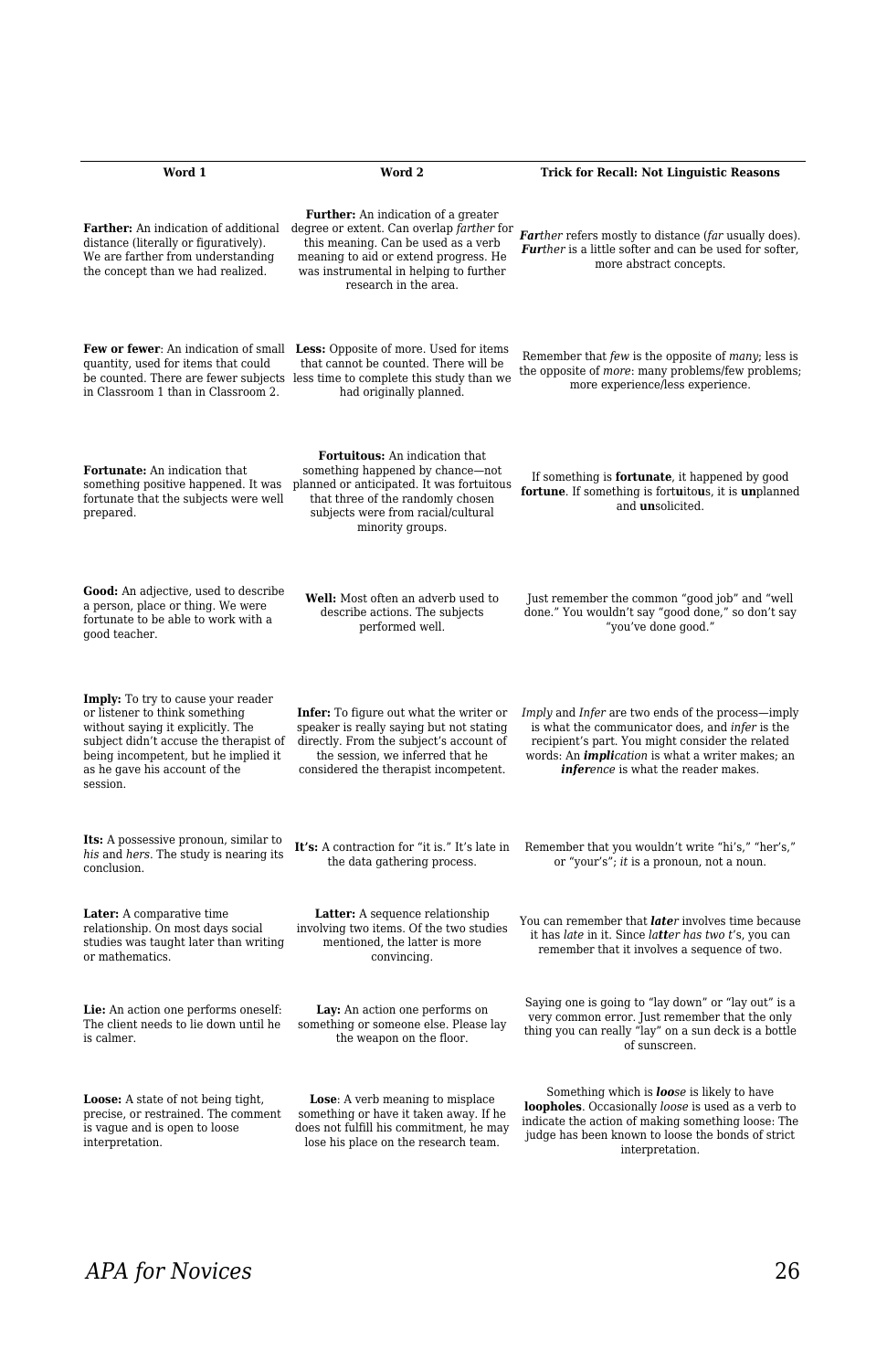| Word 1 | Word 2 | Trick for Recall: Not Linguistic Reasons |
|---|---|---|
| **Farther:** An indication of additional distance (literally or figuratively). We are farther from understanding the concept than we had realized. | **Further:** An indication of a greater degree or extent. Can overlap *farther* for this meaning. Can be used as a verb meaning to aid or extend progress. He was instrumental in helping to further research in the area. | ***Far****ther* refers mostly to distance (*far* usually does). ***Fur****ther* is a little softer and can be used for softer, more abstract concepts. |
| **Few or fewer**: An indication of small quantity, used for items that could be counted. There are fewer subjects in Classroom 1 than in Classroom 2. | **Less:** Opposite of more. Used for items that cannot be counted. There will be less time to complete this study than we had originally planned. | Remember that *few* is the opposite of *many*; less is the opposite of *more*: many problems/few problems; more experience/less experience. |
| **Fortunate:** An indication that something positive happened. It was fortunate that the subjects were well prepared. | **Fortuitous:** An indication that something happened by chance—not planned or anticipated. It was fortuitous that three of the randomly chosen subjects were from racial/cultural minority groups. | If something is **fortunate**, it happened by good **fortune**. If something is fort**u**ito**u**s, it is **un**planned and **un**solicited. |
| **Good:** An adjective, used to describe a person, place or thing. We were fortunate to be able to work with a good teacher. | **Well:** Most often an adverb used to describe actions. The subjects performed well. | Just remember the common "good job" and "well done." You wouldn't say "good done," so don't say "you've done good." |
| **Imply:** To try to cause your reader or listener to think something without saying it explicitly. The subject didn't accuse the therapist of being incompetent, but he implied it as he gave his account of the session. | **Infer:** To figure out what the writer or speaker is really saying but not stating directly. From the subject's account of the session, we inferred that he considered the therapist incompetent. | *Imply* and *Infer* are two ends of the process—imply is what the communicator does, and *infer* is the recipient's part. You might consider the related words: An ***impli****cation* is what a writer makes; an ***infer****ence* is what the reader makes. |
| **Its:** A possessive pronoun, similar to *his* and *hers*. The study is nearing its conclusion. | **It's:** A contraction for "it is." It's late in the data gathering process. | Remember that you wouldn't write "hi's," "her's," or "your's"; *it* is a pronoun, not a noun. |
| **Later:** A comparative time relationship. On most days social studies was taught later than writing or mathematics. | **Latter:** A sequence relationship involving two items. Of the two studies mentioned, the latter is more convincing. | You can remember that ***late****r* involves time because it has *late* in it. Since *la**tt**er has two t's*, you can remember that it involves a sequence of two. |
| **Lie:** An action one performs oneself: The client needs to lie down until he is calmer. | **Lay:** An action one performs on something or someone else. Please lay the weapon on the floor. | Saying one is going to "lay down" or "lay out" is a very common error. Just remember that the only thing you can really "lay" on a sun deck is a bottle of sunscreen. |
| **Loose:** A state of not being tight, precise, or restrained. The comment is vague and is open to loose interpretation. | **Lose**: A verb meaning to misplace something or have it taken away. If he does not fulfill his commitment, he may lose his place on the research team. | Something which is ***loo****se* is likely to have **loopholes**. Occasionally *loose* is used as a verb to indicate the action of making something loose: The judge has been known to loose the bonds of strict interpretation. |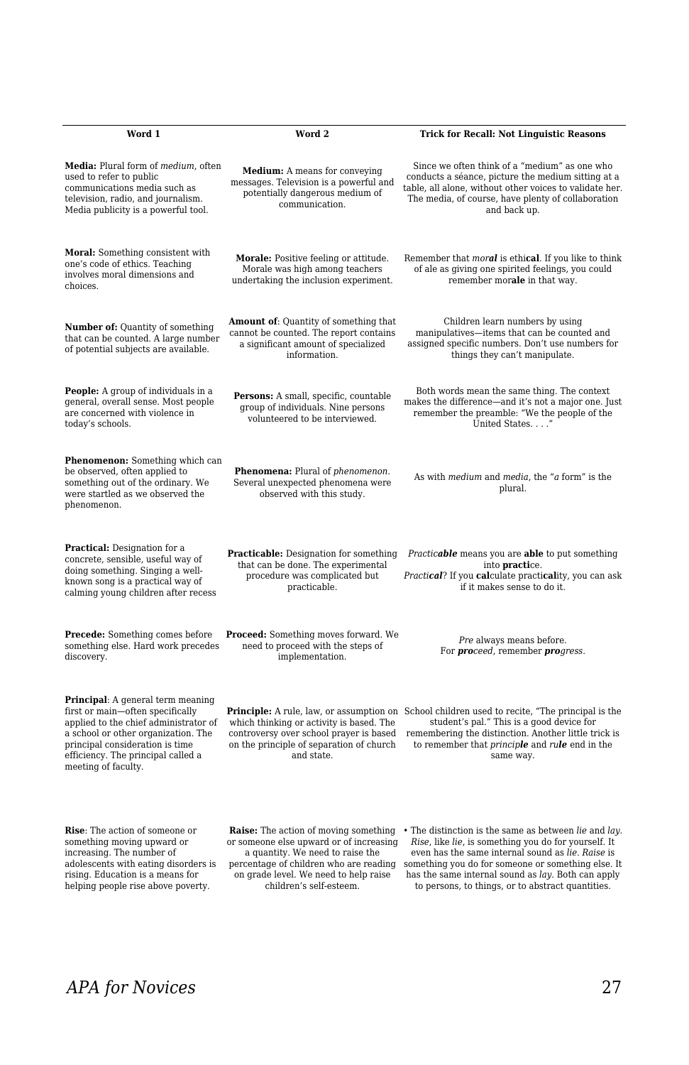| Word 1 | Word 2 | Trick for Recall: Not Linguistic Reasons |
|---|---|---|
| **Media:** Plural form of *medium*, often used to refer to public communications media such as television, radio, and journalism. Media publicity is a powerful tool. | **Medium:** A means for conveying messages. Television is a powerful and potentially dangerous medium of communication. | Since we often think of a "medium" as one who conducts a séance, picture the medium sitting at a table, all alone, without other voices to validate her. The media, of course, have plenty of collaboration and back up. |
| **Moral:** Something consistent with one's code of ethics. Teaching involves moral dimensions and choices. | **Morale:** Positive feeling or attitude. Morale was high among teachers undertaking the inclusion experiment. | Remember that *mor**al*** is ethi**cal**. If you like to think of ale as giving one spirited feelings, you could remember mor**ale** in that way. |
| **Number of:** Quantity of something that can be counted. A large number of potential subjects are available. | **Amount of**: Quantity of something that cannot be counted. The report contains a significant amount of specialized information. | Children learn numbers by using manipulatives—items that can be counted and assigned specific numbers. Don't use numbers for things they can't manipulate. |
| **People:** A group of individuals in a general, overall sense. Most people are concerned with violence in today's schools. | **Persons:** A small, specific, countable group of individuals. Nine persons volunteered to be interviewed. | Both words mean the same thing. The context makes the difference—and it's not a major one. Just remember the preamble: "We the people of the United States. . . ." |
| **Phenomenon:** Something which can be observed, often applied to something out of the ordinary. We were startled as we observed the phenomenon. | **Phenomena:** Plural of *phenomenon*. Several unexpected phenomena were observed with this study. | As with *medium* and *media*, the "*a* form" is the plural. |
| **Practical:** Designation for a concrete, sensible, useful way of doing something. Singing a well-known song is a practical way of calming young children after recess | **Practicable:** Designation for something that can be done. The experimental procedure was complicated but practicable. | *Practic**able*** means you are **able** to put something into **practi**ce.<br>*Practi**cal***? If you **cal**culate practi**cal**ity, you can ask if it makes sense to do it. |
| **Precede:** Something comes before something else. Hard work precedes discovery. | **Proceed:** Something moves forward. We need to proceed with the steps of implementation. | *Pre* always means before.<br>For ***pro**ceed*, remember ***pro**gress*. |
| **Principal**: A general term meaning first or main—often specifically applied to the chief administrator of a school or other organization. The principal consideration is time efficiency. The principal called a meeting of faculty. | **Principle:** A rule, law, or assumption on which thinking or activity is based. The controversy over school prayer is based on the principle of separation of church and state. | School children used to recite, "The principal is the student's pal." This is a good device for remembering the distinction. Another little trick is to remember that *princip**le*** and *ru**le*** end in the same way. |
| **Rise**: The action of someone or something moving upward or increasing. The number of adolescents with eating disorders is rising. Education is a means for helping people rise above poverty. | **Raise:** The action of moving something or someone else upward or of increasing a quantity. We need to raise the percentage of children who are reading on grade level. We need to help raise children's self-esteem. | • The distinction is the same as between *lie* and *lay*. *Rise*, like *lie*, is something you do for yourself. It even has the same internal sound as *lie*. *Raise* is something you do for someone or something else. It has the same internal sound as *lay*. Both can apply to persons, to things, or to abstract quantities. |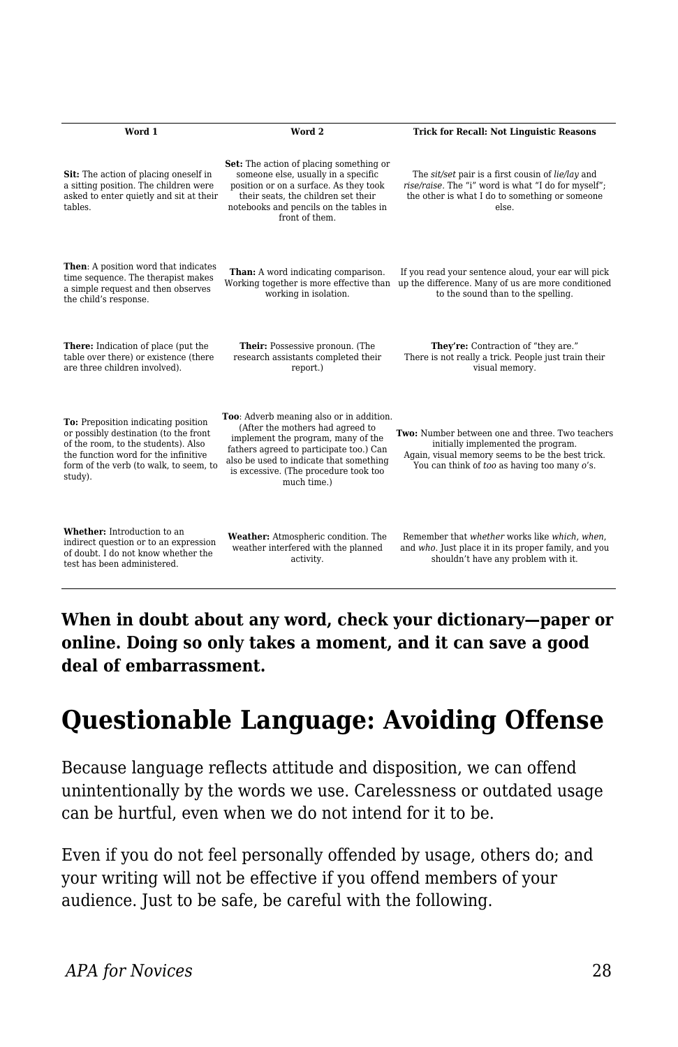| Word 1 | Word 2 | Trick for Recall: Not Linguistic Reasons |
|---|---|---|
| **Sit:** The action of placing oneself in a sitting position. The children were asked to enter quietly and sit at their tables. | **Set:** The action of placing something or someone else, usually in a specific position or on a surface. As they took their seats, the children set their notebooks and pencils on the tables in front of them. | The *sit/set* pair is a first cousin of *lie/lay* and *rise/raise*. The "i" word is what "I do for myself"; the other is what I do to something or someone else. |
| **Then**: A position word that indicates time sequence. The therapist makes a simple request and then observes the child's response. | **Than:** A word indicating comparison. Working together is more effective than working in isolation. | If you read your sentence aloud, your ear will pick up the difference. Many of us are more conditioned to the sound than to the spelling. |
| **There:** Indication of place (put the table over there) or existence (there are three children involved). | **Their:** Possessive pronoun. (The research assistants completed their report.) | **They're:** Contraction of "they are." There is not really a trick. People just train their visual memory. |
| **To:** Preposition indicating position or possibly destination (to the front of the room, to the students). Also the function word for the infinitive form of the verb (to walk, to seem, to study). | **Too**: Adverb meaning also or in addition. (After the mothers had agreed to implement the program, many of the fathers agreed to participate too.) Can also be used to indicate that something is excessive. (The procedure took too much time.) | **Two:** Number between one and three. Two teachers initially implemented the program. Again, visual memory seems to be the best trick. You can think of *too* as having too many *o*'s. |
| **Whether:** Introduction to an indirect question or to an expression of doubt. I do not know whether the test has been administered. | **Weather:** Atmospheric condition. The weather interfered with the planned activity. | Remember that *whether* works like *which*, *when*, and *who*. Just place it in its proper family, and you shouldn't have any problem with it. |

**When in doubt about any word, check your dictionary—paper or online. Doing so only takes a moment, and it can save a good deal of embarrassment.**

## Questionable Language: Avoiding Offense

Because language reflects attitude and disposition, we can offend unintentionally by the words we use. Carelessness or outdated usage can be hurtful, even when we do not intend for it to be.

Even if you do not feel personally offended by usage, others do; and your writing will not be effective if you offend members of your audience. Just to be safe, be careful with the following.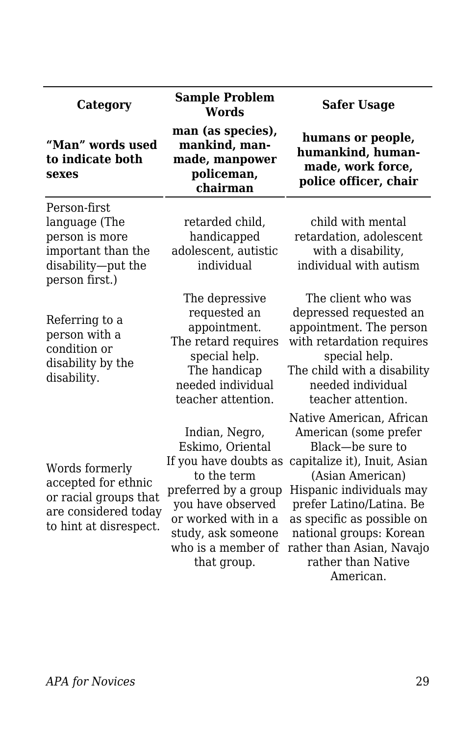| Category | Sample Problem Words | Safer Usage |
|---|---|---|
| **"Man" words used to indicate both sexes** | **man (as species), mankind, man-made, manpower policeman, chairman** | **humans or people, humankind, human-made, work force, police officer, chair** |
| Person-first language (The person is more important than the disability—put the person first.) | retarded child, handicapped adolescent, autistic individual | child with mental retardation, adolescent with a disability, individual with autism |
| Referring to a person with a condition or disability by the disability. | The depressive requested an appointment. The retard requires special help. The handicap needed individual teacher attention. | The client who was depressed requested an appointment. The person with retardation requires special help. The child with a disability needed individual teacher attention. |
| Words formerly accepted for ethnic or racial groups that are considered today to hint at disrespect. | Indian, Negro, Eskimo, Oriental If you have doubts as to the term preferred by a group you have observed or worked with in a study, ask someone who is a member of that group. | Native American, African American (some prefer Black—be sure to capitalize it), Inuit, Asian (Asian American) Hispanic individuals may prefer Latino/Latina. Be as specific as possible on national groups: Korean rather than Asian, Navajo rather than Native American. |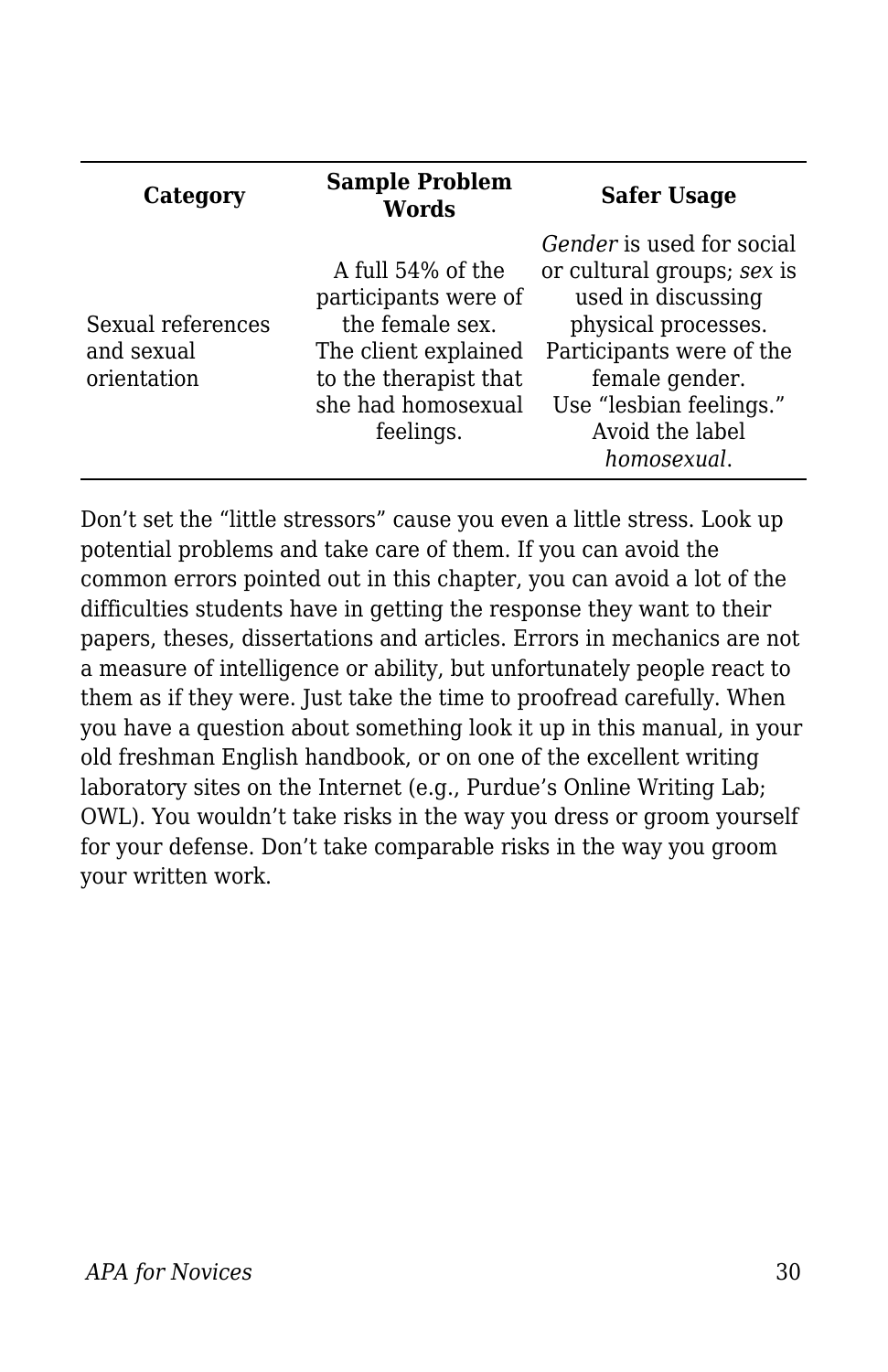| Category | Sample Problem Words | Safer Usage |
| --- | --- | --- |
| Sexual references and sexual orientation | A full 54% of the participants were of the female sex. The client explained to the therapist that she had homosexual feelings. | *Gender* is used for social or cultural groups; *sex* is used in discussing physical processes. Participants were of the female gender. Use "lesbian feelings." Avoid the label *homosexual*. |

Don't set the "little stressors" cause you even a little stress. Look up potential problems and take care of them. If you can avoid the common errors pointed out in this chapter, you can avoid a lot of the difficulties students have in getting the response they want to their papers, theses, dissertations and articles. Errors in mechanics are not a measure of intelligence or ability, but unfortunately people react to them as if they were. Just take the time to proofread carefully. When you have a question about something look it up in this manual, in your old freshman English handbook, or on one of the excellent writing laboratory sites on the Internet (e.g., Purdue's Online Writing Lab; OWL). You wouldn't take risks in the way you dress or groom yourself for your defense. Don't take comparable risks in the way you groom your written work.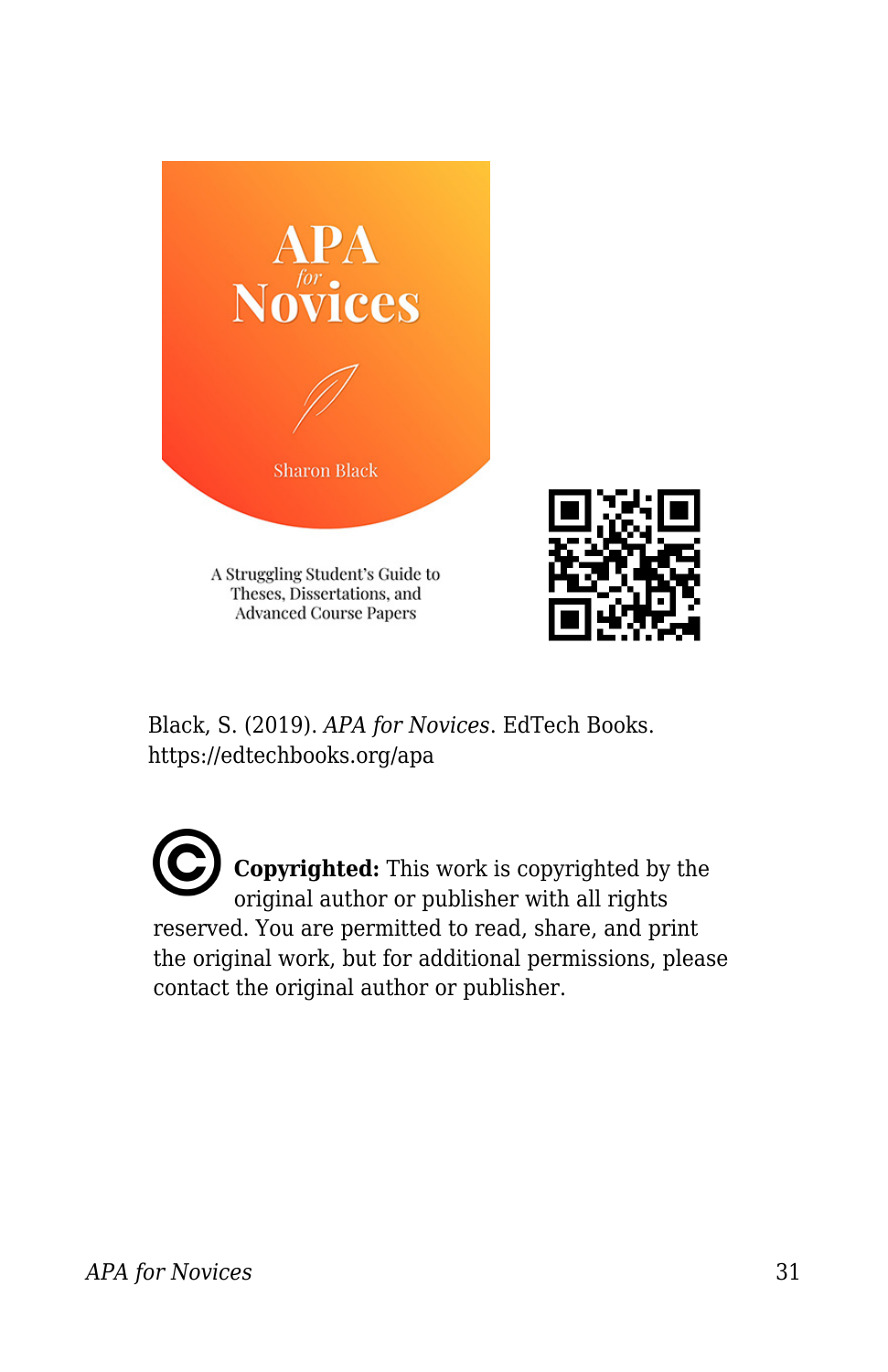Black, S. (2019). *APA for Novices*. EdTech Books. https://edtechbooks.org/apa

**Copyrighted:** This work is copyrighted by the original author or publisher with all rights reserved. You are permitted to read, share, and print the original work, but for additional permissions, please contact the original author or publisher.